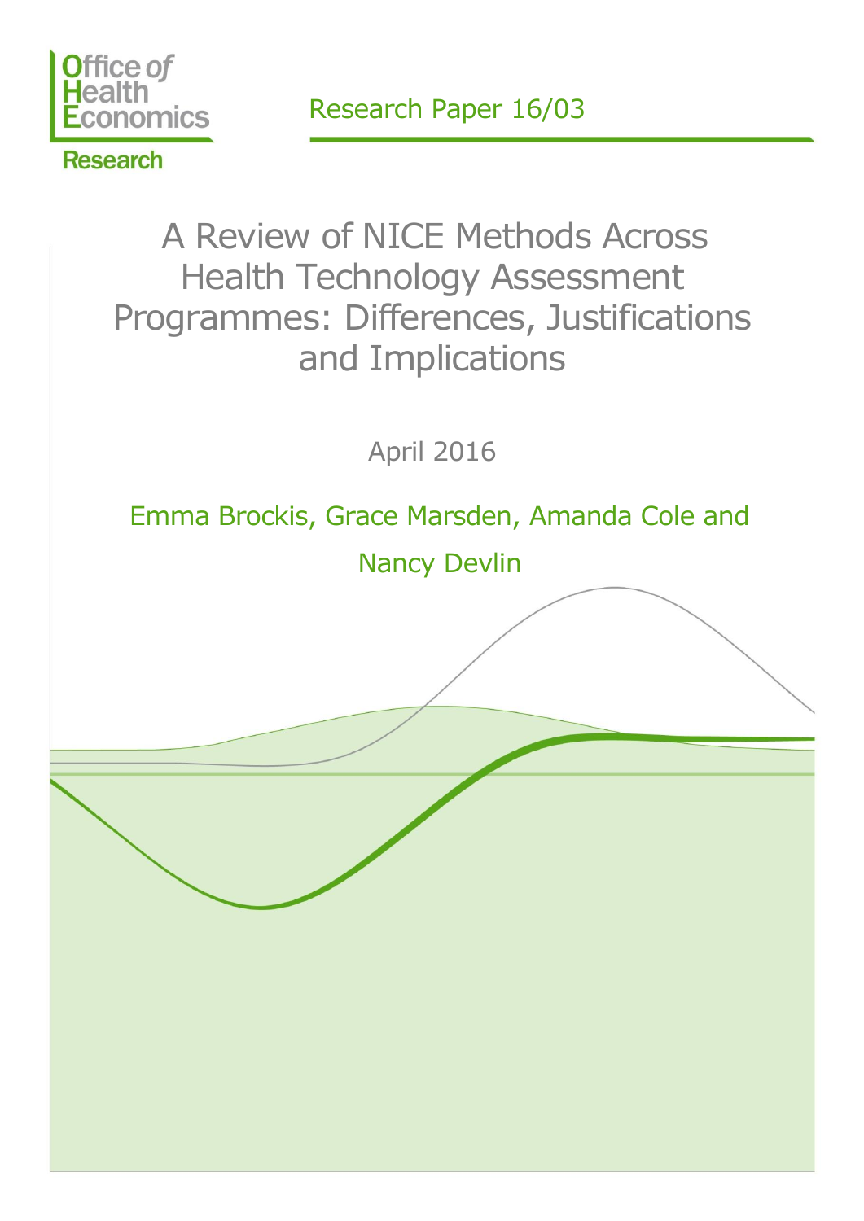Office of Health Economics

Research

Research Paper 16/03

# A Review of NICE Methods Across Health Technology Assessment Programmes: Differences, Justifications and Implications

April 2016

Emma Brockis, Grace Marsden, Amanda Cole and Nancy Devlin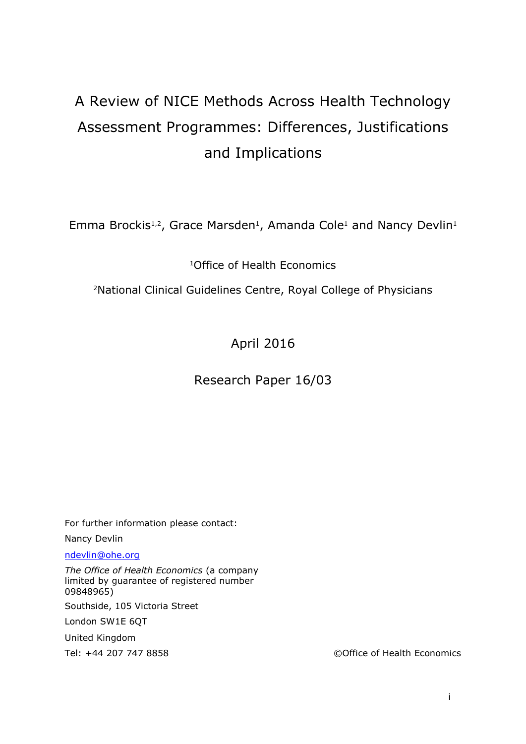# A Review of NICE Methods Across Health Technology Assessment Programmes: Differences, Justifications and Implications

Emma Brockis[1,2], Grace Marsden[1], Amanda Cole[1] and Nancy Devlin[1]

[1]Office of Health Economics

[2]National Clinical Guidelines Centre, Royal College of Physicians

April 2016

Research Paper 16/03

For further information please contact:

Nancy Devlin

ndevlin@ohe.org

*The Office of Health Economics* (a company limited by guarantee of registered number 09848965)

Southside, 105 Victoria Street

London SW1E 6QT

United Kingdom

Tel: +44 207 747 8858

©Office of Health Economics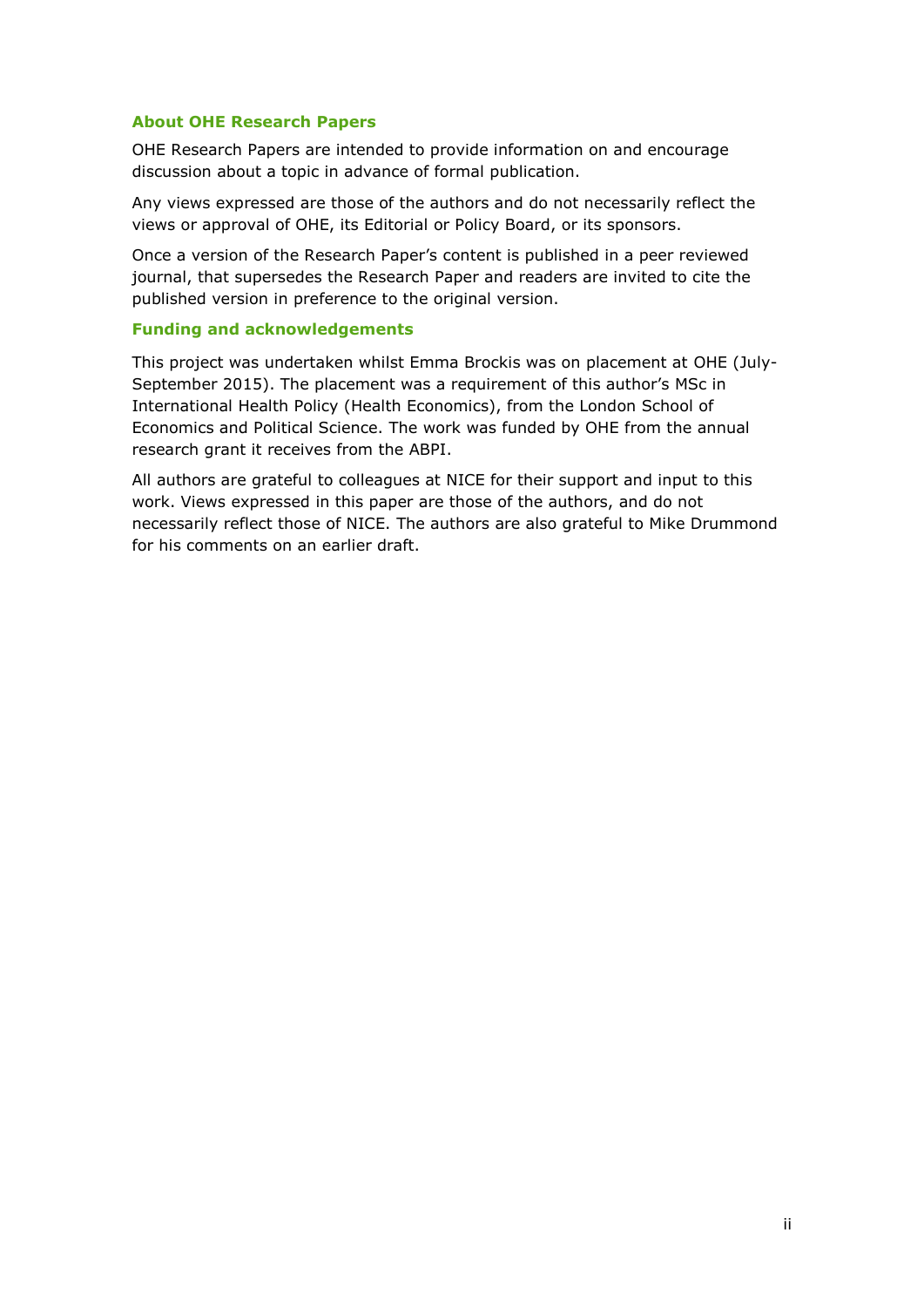### About OHE Research Papers

OHE Research Papers are intended to provide information on and encourage discussion about a topic in advance of formal publication.

Any views expressed are those of the authors and do not necessarily reflect the views or approval of OHE, its Editorial or Policy Board, or its sponsors.

Once a version of the Research Paper's content is published in a peer reviewed journal, that supersedes the Research Paper and readers are invited to cite the published version in preference to the original version.

### Funding and acknowledgements

This project was undertaken whilst Emma Brockis was on placement at OHE (July-September 2015). The placement was a requirement of this author's MSc in International Health Policy (Health Economics), from the London School of Economics and Political Science. The work was funded by OHE from the annual research grant it receives from the ABPI.

All authors are grateful to colleagues at NICE for their support and input to this work. Views expressed in this paper are those of the authors, and do not necessarily reflect those of NICE. The authors are also grateful to Mike Drummond for his comments on an earlier draft.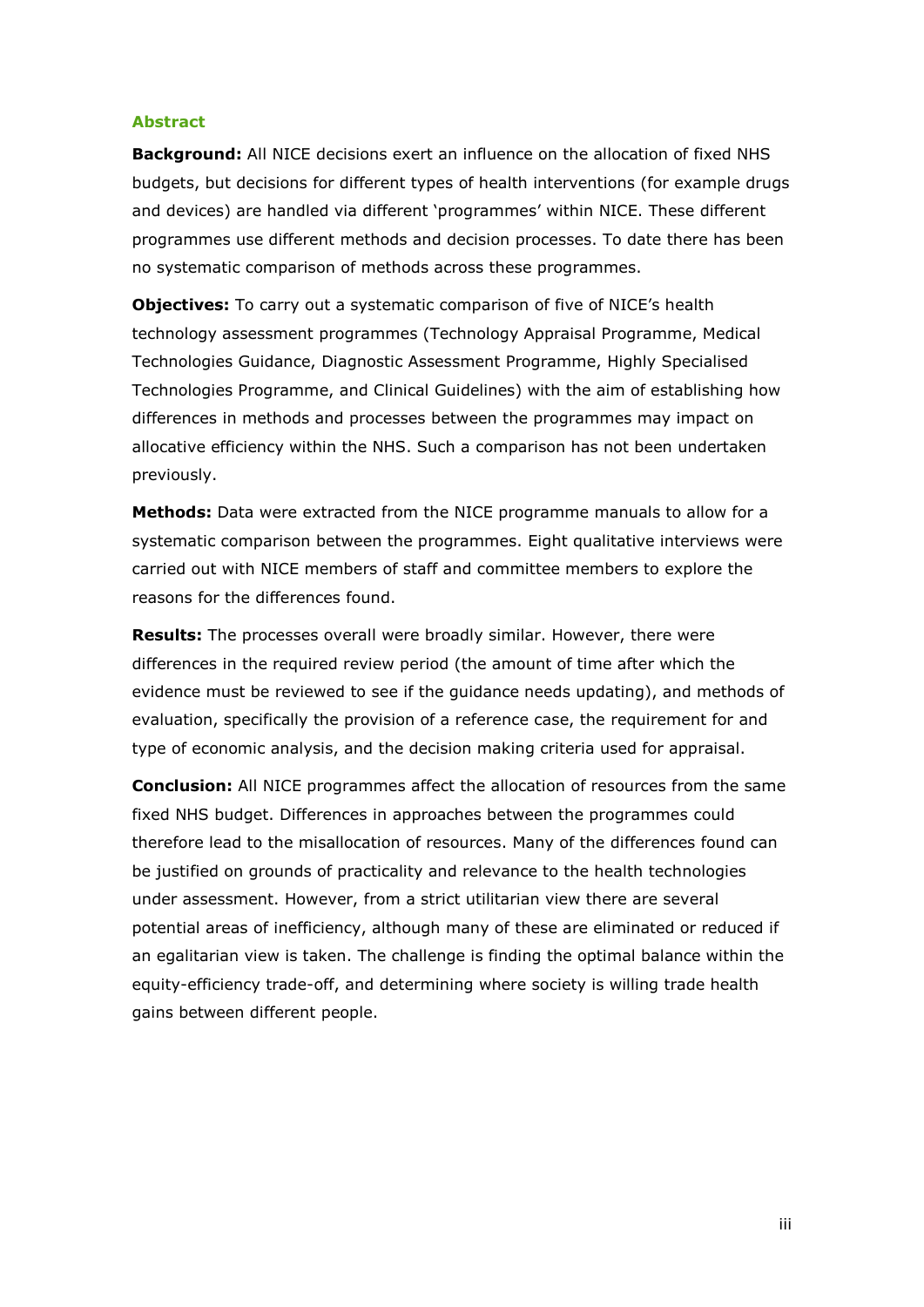## Abstract

**Background:** All NICE decisions exert an influence on the allocation of fixed NHS budgets, but decisions for different types of health interventions (for example drugs and devices) are handled via different 'programmes' within NICE. These different programmes use different methods and decision processes. To date there has been no systematic comparison of methods across these programmes.

**Objectives:** To carry out a systematic comparison of five of NICE's health technology assessment programmes (Technology Appraisal Programme, Medical Technologies Guidance, Diagnostic Assessment Programme, Highly Specialised Technologies Programme, and Clinical Guidelines) with the aim of establishing how differences in methods and processes between the programmes may impact on allocative efficiency within the NHS. Such a comparison has not been undertaken previously.

**Methods:** Data were extracted from the NICE programme manuals to allow for a systematic comparison between the programmes. Eight qualitative interviews were carried out with NICE members of staff and committee members to explore the reasons for the differences found.

**Results:** The processes overall were broadly similar. However, there were differences in the required review period (the amount of time after which the evidence must be reviewed to see if the guidance needs updating), and methods of evaluation, specifically the provision of a reference case, the requirement for and type of economic analysis, and the decision making criteria used for appraisal.

**Conclusion:** All NICE programmes affect the allocation of resources from the same fixed NHS budget. Differences in approaches between the programmes could therefore lead to the misallocation of resources. Many of the differences found can be justified on grounds of practicality and relevance to the health technologies under assessment. However, from a strict utilitarian view there are several potential areas of inefficiency, although many of these are eliminated or reduced if an egalitarian view is taken. The challenge is finding the optimal balance within the equity-efficiency trade-off, and determining where society is willing trade health gains between different people.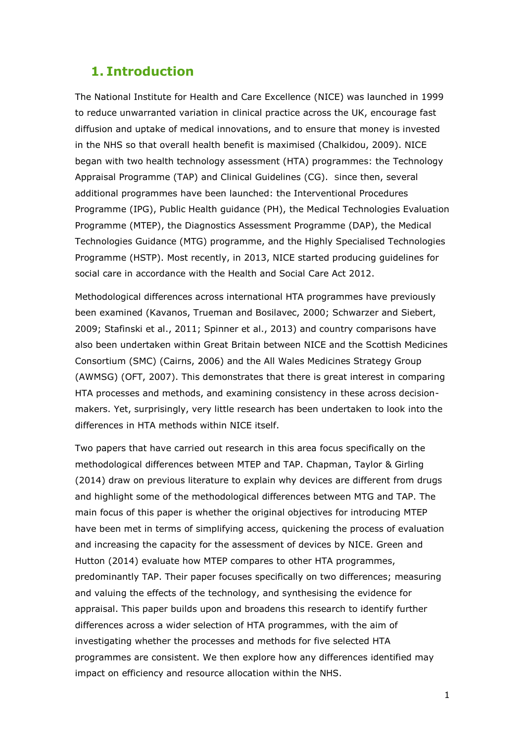# 1. Introduction

The National Institute for Health and Care Excellence (NICE) was launched in 1999 to reduce unwarranted variation in clinical practice across the UK, encourage fast diffusion and uptake of medical innovations, and to ensure that money is invested in the NHS so that overall health benefit is maximised (Chalkidou, 2009). NICE began with two health technology assessment (HTA) programmes: the Technology Appraisal Programme (TAP) and Clinical Guidelines (CG). Since then, several additional programmes have been launched: the Interventional Procedures Programme (IPG), Public Health guidance (PH), the Medical Technologies Evaluation Programme (MTEP), the Diagnostics Assessment Programme (DAP), the Medical Technologies Guidance (MTG) programme, and the Highly Specialised Technologies Programme (HSTP). Most recently, in 2013, NICE started producing guidelines for social care in accordance with the Health and Social Care Act 2012.

Methodological differences across international HTA programmes have previously been examined (Kavanos, Trueman and Bosilavec, 2000; Schwarzer and Siebert, 2009; Stafinski et al., 2011; Spinner et al., 2013) and country comparisons have also been undertaken within Great Britain between NICE and the Scottish Medicines Consortium (SMC) (Cairns, 2006) and the All Wales Medicines Strategy Group (AWMSG) (OFT, 2007). This demonstrates that there is great interest in comparing HTA processes and methods, and examining consistency in these across decision-makers. Yet, surprisingly, very little research has been undertaken to look into the differences in HTA methods within NICE itself.

Two papers that have carried out research in this area focus specifically on the methodological differences between MTEP and TAP. Chapman, Taylor & Girling (2014) draw on previous literature to explain why devices are different from drugs and highlight some of the methodological differences between MTG and TAP. The main focus of this paper is whether the original objectives for introducing MTEP have been met in terms of simplifying access, quickening the process of evaluation and increasing the capacity for the assessment of devices by NICE. Green and Hutton (2014) evaluate how MTEP compares to other HTA programmes, predominantly TAP. Their paper focuses specifically on two differences; measuring and valuing the effects of the technology, and synthesising the evidence for appraisal. This paper builds upon and broadens this research to identify further differences across a wider selection of HTA programmes, with the aim of investigating whether the processes and methods for five selected HTA programmes are consistent. We then explore how any differences identified may impact on efficiency and resource allocation within the NHS.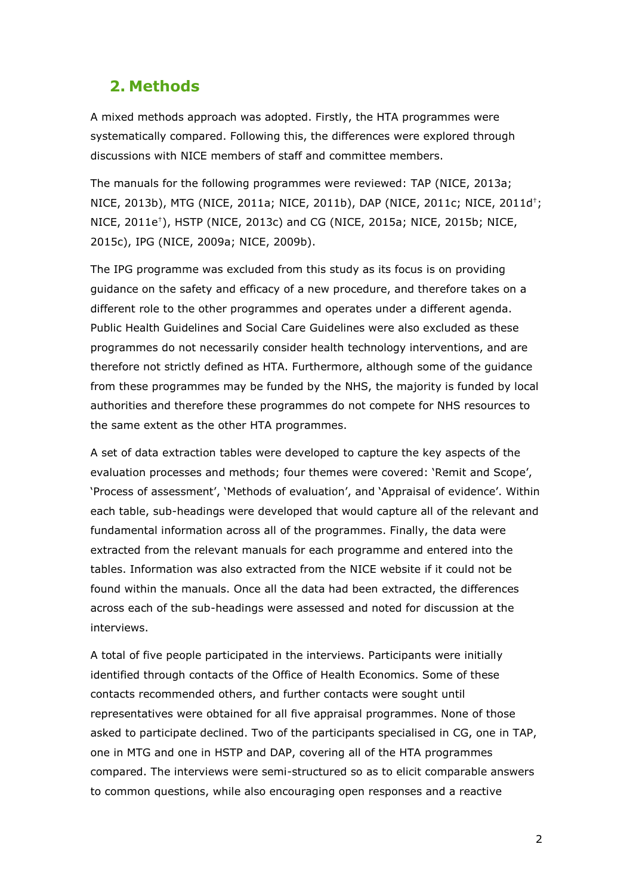## 2. Methods

A mixed methods approach was adopted. Firstly, the HTA programmes were systematically compared. Following this, the differences were explored through discussions with NICE members of staff and committee members.

The manuals for the following programmes were reviewed: TAP (NICE, 2013a; NICE, 2013b), MTG (NICE, 2011a; NICE, 2011b), DAP (NICE, 2011c; NICE, 2011d[†]; NICE, 2011e[†]), HSTP (NICE, 2013c) and CG (NICE, 2015a; NICE, 2015b; NICE, 2015c), IPG (NICE, 2009a; NICE, 2009b).

The IPG programme was excluded from this study as its focus is on providing guidance on the safety and efficacy of a new procedure, and therefore takes on a different role to the other programmes and operates under a different agenda. Public Health Guidelines and Social Care Guidelines were also excluded as these programmes do not necessarily consider health technology interventions, and are therefore not strictly defined as HTA. Furthermore, although some of the guidance from these programmes may be funded by the NHS, the majority is funded by local authorities and therefore these programmes do not compete for NHS resources to the same extent as the other HTA programmes.

A set of data extraction tables were developed to capture the key aspects of the evaluation processes and methods; four themes were covered: 'Remit and Scope', 'Process of assessment', 'Methods of evaluation', and 'Appraisal of evidence'. Within each table, sub-headings were developed that would capture all of the relevant and fundamental information across all of the programmes. Finally, the data were extracted from the relevant manuals for each programme and entered into the tables. Information was also extracted from the NICE website if it could not be found within the manuals. Once all the data had been extracted, the differences across each of the sub-headings were assessed and noted for discussion at the interviews.

A total of five people participated in the interviews. Participants were initially identified through contacts of the Office of Health Economics. Some of these contacts recommended others, and further contacts were sought until representatives were obtained for all five appraisal programmes. None of those asked to participate declined. Two of the participants specialised in CG, one in TAP, one in MTG and one in HSTP and DAP, covering all of the HTA programmes compared. The interviews were semi-structured so as to elicit comparable answers to common questions, while also encouraging open responses and a reactive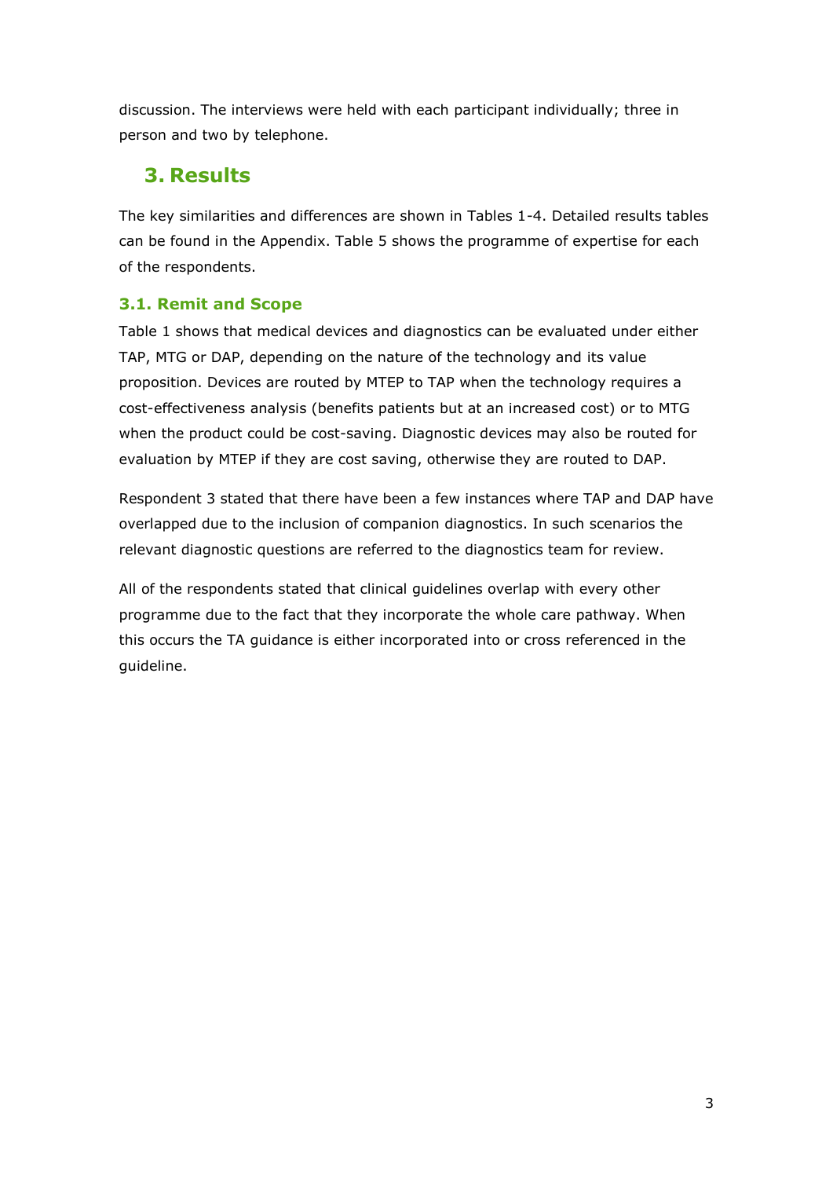discussion. The interviews were held with each participant individually; three in person and two by telephone.

# 3. Results

The key similarities and differences are shown in Tables 1-4. Detailed results tables can be found in the Appendix. Table 5 shows the programme of expertise for each of the respondents.

## 3.1. Remit and Scope

Table 1 shows that medical devices and diagnostics can be evaluated under either TAP, MTG or DAP, depending on the nature of the technology and its value proposition. Devices are routed by MTEP to TAP when the technology requires a cost-effectiveness analysis (benefits patients but at an increased cost) or to MTG when the product could be cost-saving. Diagnostic devices may also be routed for evaluation by MTEP if they are cost saving, otherwise they are routed to DAP.

Respondent 3 stated that there have been a few instances where TAP and DAP have overlapped due to the inclusion of companion diagnostics. In such scenarios the relevant diagnostic questions are referred to the diagnostics team for review.

All of the respondents stated that clinical guidelines overlap with every other programme due to the fact that they incorporate the whole care pathway. When this occurs the TA guidance is either incorporated into or cross referenced in the guideline.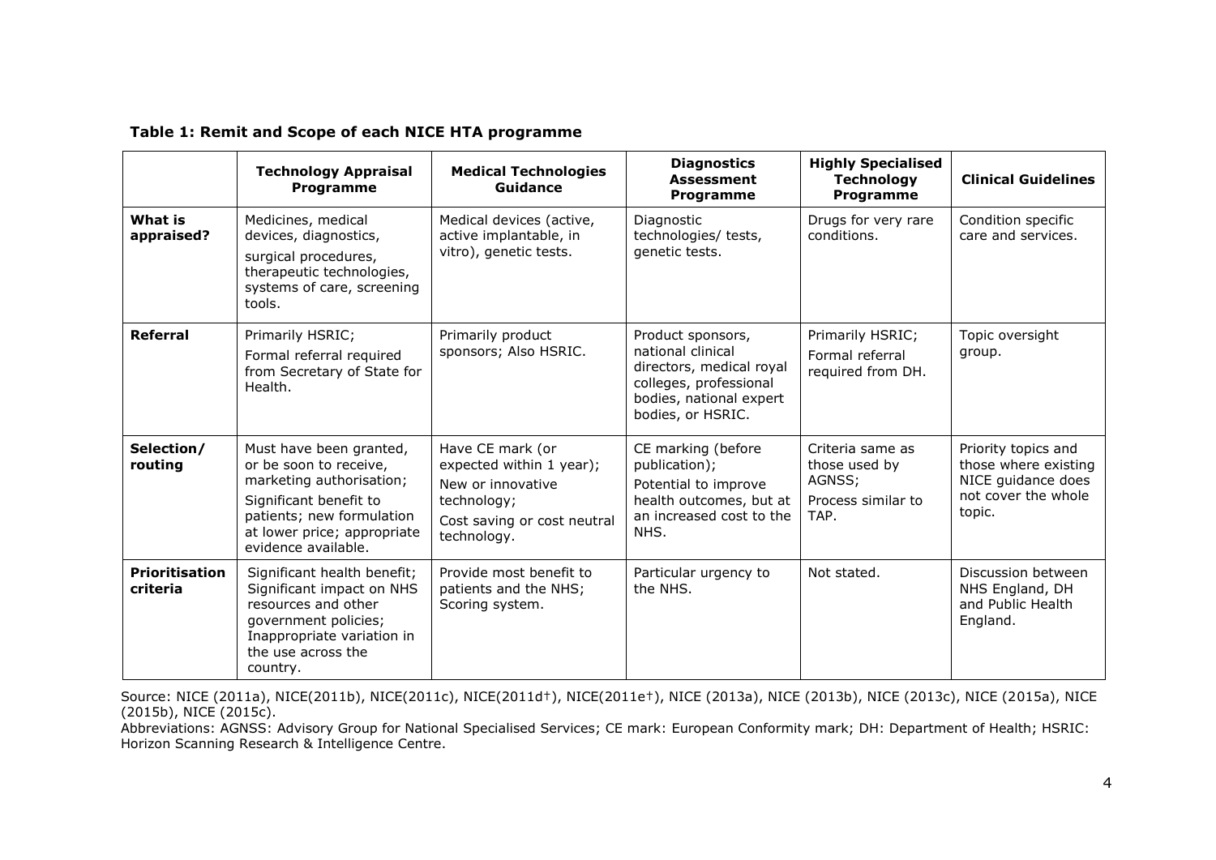**Table 1: Remit and Scope of each NICE HTA programme**

| | Technology Appraisal Programme | Medical Technologies Guidance | Diagnostics Assessment Programme | Highly Specialised Technology Programme | Clinical Guidelines |
|---|---|---|---|---|---|
| **What is appraised?** | Medicines, medical devices, diagnostics, surgical procedures, therapeutic technologies, systems of care, screening tools. | Medical devices (active, active implantable, in vitro), genetic tests. | Diagnostic technologies/ tests, genetic tests. | Drugs for very rare conditions. | Condition specific care and services. |
| **Referral** | Primarily HSRIC; Formal referral required from Secretary of State for Health. | Primarily product sponsors; Also HSRIC. | Product sponsors, national clinical directors, medical royal colleges, professional bodies, national expert bodies, or HSRIC. | Primarily HSRIC; Formal referral required from DH. | Topic oversight group. |
| **Selection/ routing** | Must have been granted, or be soon to receive, marketing authorisation; Significant benefit to patients; new formulation at lower price; appropriate evidence available. | Have CE mark (or expected within 1 year); New or innovative technology; Cost saving or cost neutral technology. | CE marking (before publication); Potential to improve health outcomes, but at an increased cost to the NHS. | Criteria same as those used by AGNSS; Process similar to TAP. | Priority topics and those where existing NICE guidance does not cover the whole topic. |
| **Prioritisation criteria** | Significant health benefit; Significant impact on NHS resources and other government policies; Inappropriate variation in the use across the country. | Provide most benefit to patients and the NHS; Scoring system. | Particular urgency to the NHS. | Not stated. | Discussion between NHS England, DH and Public Health England. |

Source: NICE (2011a), NICE(2011b), NICE(2011c), NICE(2011d†), NICE(2011e†), NICE (2013a), NICE (2013b), NICE (2013c), NICE (2015a), NICE (2015b), NICE (2015c).

Abbreviations: AGNSS: Advisory Group for National Specialised Services; CE mark: European Conformity mark; DH: Department of Health; HSRIC: Horizon Scanning Research & Intelligence Centre.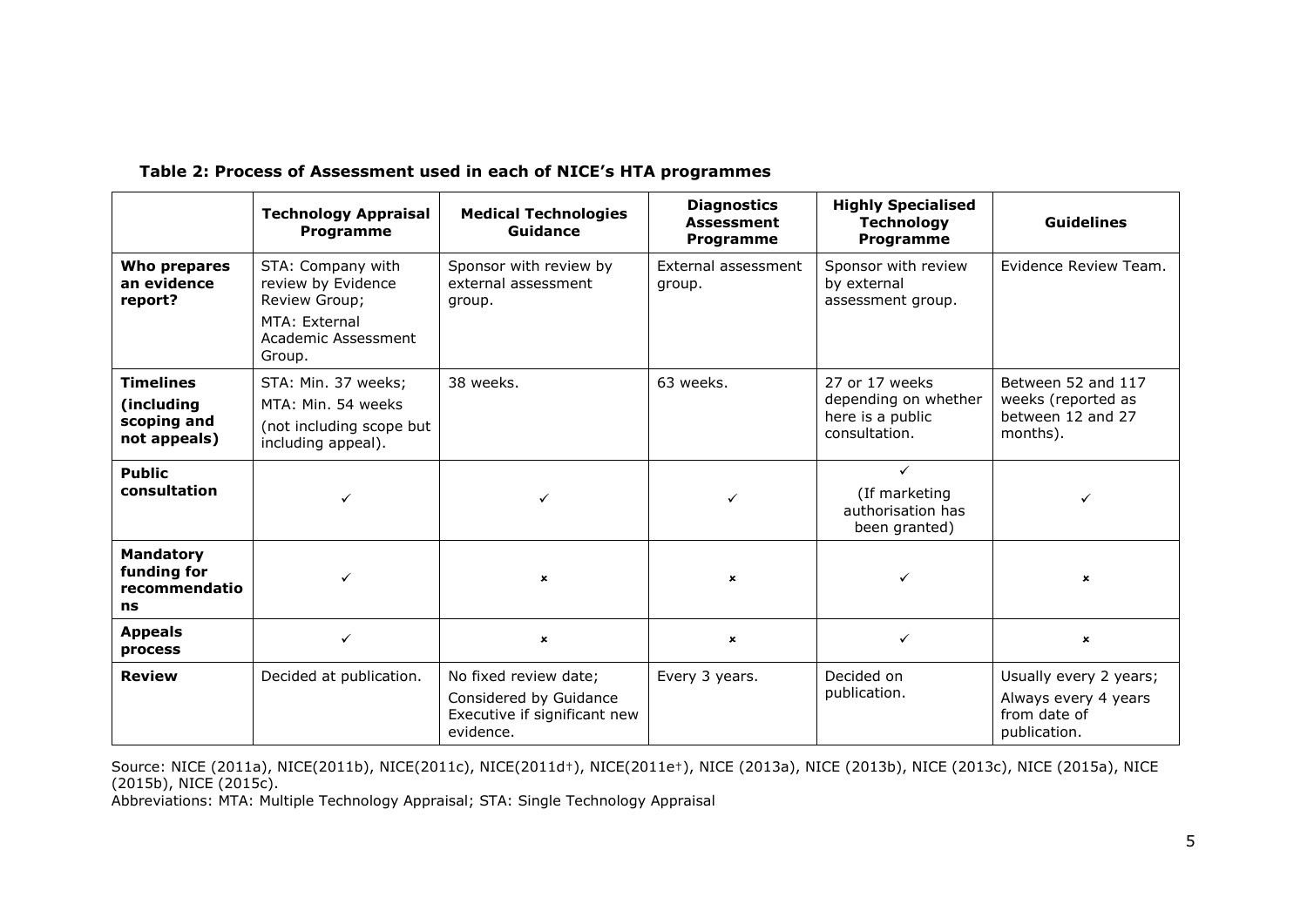**Table 2: Process of Assessment used in each of NICE's HTA programmes**

| | Technology Appraisal Programme | Medical Technologies Guidance | Diagnostics Assessment Programme | Highly Specialised Technology Programme | Guidelines |
|---|---|---|---|---|---|
| **Who prepares an evidence report?** | STA: Company with review by Evidence Review Group; MTA: External Academic Assessment Group. | Sponsor with review by external assessment group. | External assessment group. | Sponsor with review by external assessment group. | Evidence Review Team. |
| **Timelines (including scoping and not appeals)** | STA: Min. 37 weeks; MTA: Min. 54 weeks (not including scope but including appeal). | 38 weeks. | 63 weeks. | 27 or 17 weeks depending on whether here is a public consultation. | Between 52 and 117 weeks (reported as between 12 and 27 months). |
| **Public consultation** | ✓ | ✓ | ✓ | ✓ (If marketing authorisation has been granted) | ✓ |
| **Mandatory funding for recommendations** | ✓ | × | × | ✓ | × |
| **Appeals process** | ✓ | × | × | ✓ | × |
| **Review** | Decided at publication. | No fixed review date; Considered by Guidance Executive if significant new evidence. | Every 3 years. | Decided on publication. | Usually every 2 years; Always every 4 years from date of publication. |

Source: NICE (2011a), NICE(2011b), NICE(2011c), NICE(2011d†), NICE(2011e†), NICE (2013a), NICE (2013b), NICE (2013c), NICE (2015a), NICE (2015b), NICE (2015c).
Abbreviations: MTA: Multiple Technology Appraisal; STA: Single Technology Appraisal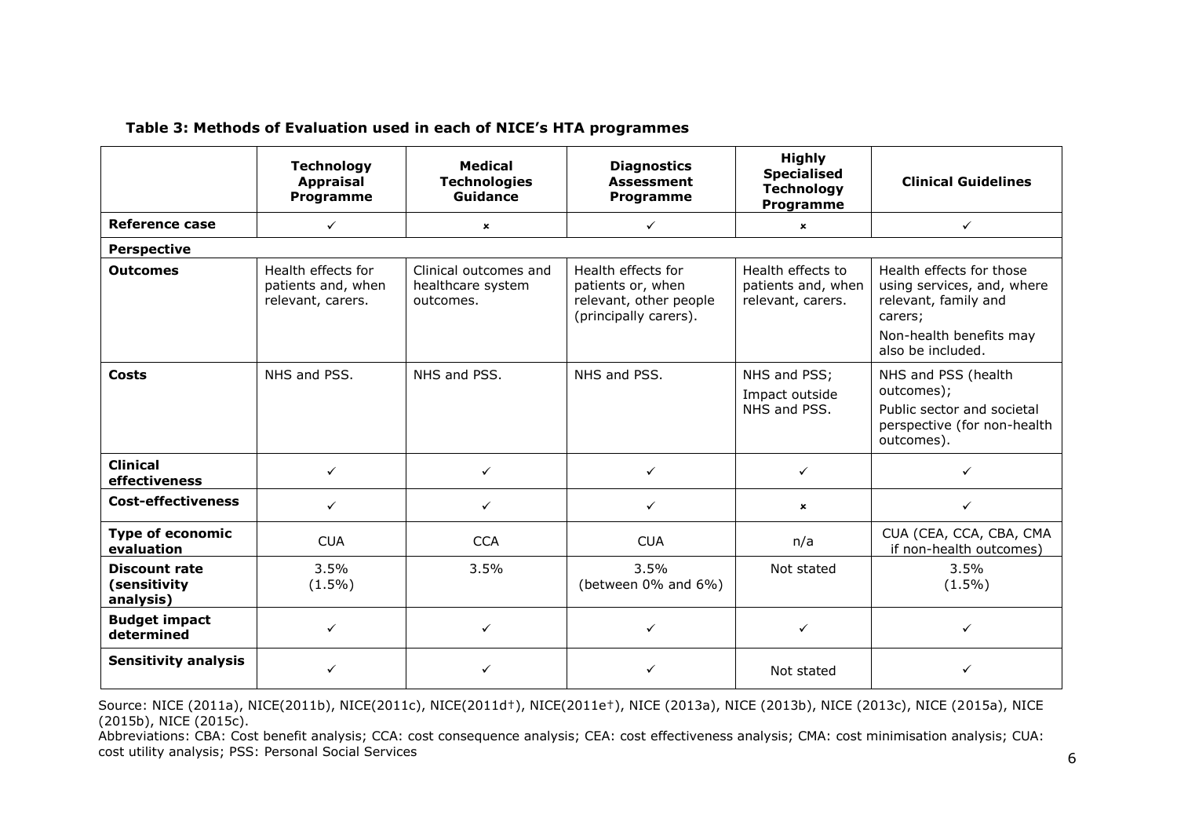**Table 3: Methods of Evaluation used in each of NICE's HTA programmes**

| | **Technology Appraisal Programme** | **Medical Technologies Guidance** | **Diagnostics Assessment Programme** | **Highly Specialised Technology Programme** | **Clinical Guidelines** |
|---|---|---|---|---|---|
| **Reference case** | ✓ | × | ✓ | × | ✓ |
| **Perspective** | | | | | |
| **Outcomes** | Health effects for patients and, when relevant, carers. | Clinical outcomes and healthcare system outcomes. | Health effects for patients or, when relevant, other people (principally carers). | Health effects to patients and, when relevant, carers. | Health effects for those using services, and, where relevant, family and carers; Non-health benefits may also be included. |
| **Costs** | NHS and PSS. | NHS and PSS. | NHS and PSS. | NHS and PSS; Impact outside NHS and PSS. | NHS and PSS (health outcomes); Public sector and societal perspective (for non-health outcomes). |
| **Clinical effectiveness** | ✓ | ✓ | ✓ | ✓ | ✓ |
| **Cost-effectiveness** | ✓ | ✓ | ✓ | × | ✓ |
| **Type of economic evaluation** | CUA | CCA | CUA | n/a | CUA (CEA, CCA, CBA, CMA if non-health outcomes) |
| **Discount rate (sensitivity analysis)** | 3.5% (1.5%) | 3.5% | 3.5% (between 0% and 6%) | Not stated | 3.5% (1.5%) |
| **Budget impact determined** | ✓ | ✓ | ✓ | ✓ | ✓ |
| **Sensitivity analysis** | ✓ | ✓ | ✓ | Not stated | ✓ |

Source: NICE (2011a), NICE(2011b), NICE(2011c), NICE(2011d†), NICE(2011e†), NICE (2013a), NICE (2013b), NICE (2013c), NICE (2015a), NICE (2015b), NICE (2015c).

Abbreviations: CBA: Cost benefit analysis; CCA: cost consequence analysis; CEA: cost effectiveness analysis; CMA: cost minimisation analysis; CUA: cost utility analysis; PSS: Personal Social Services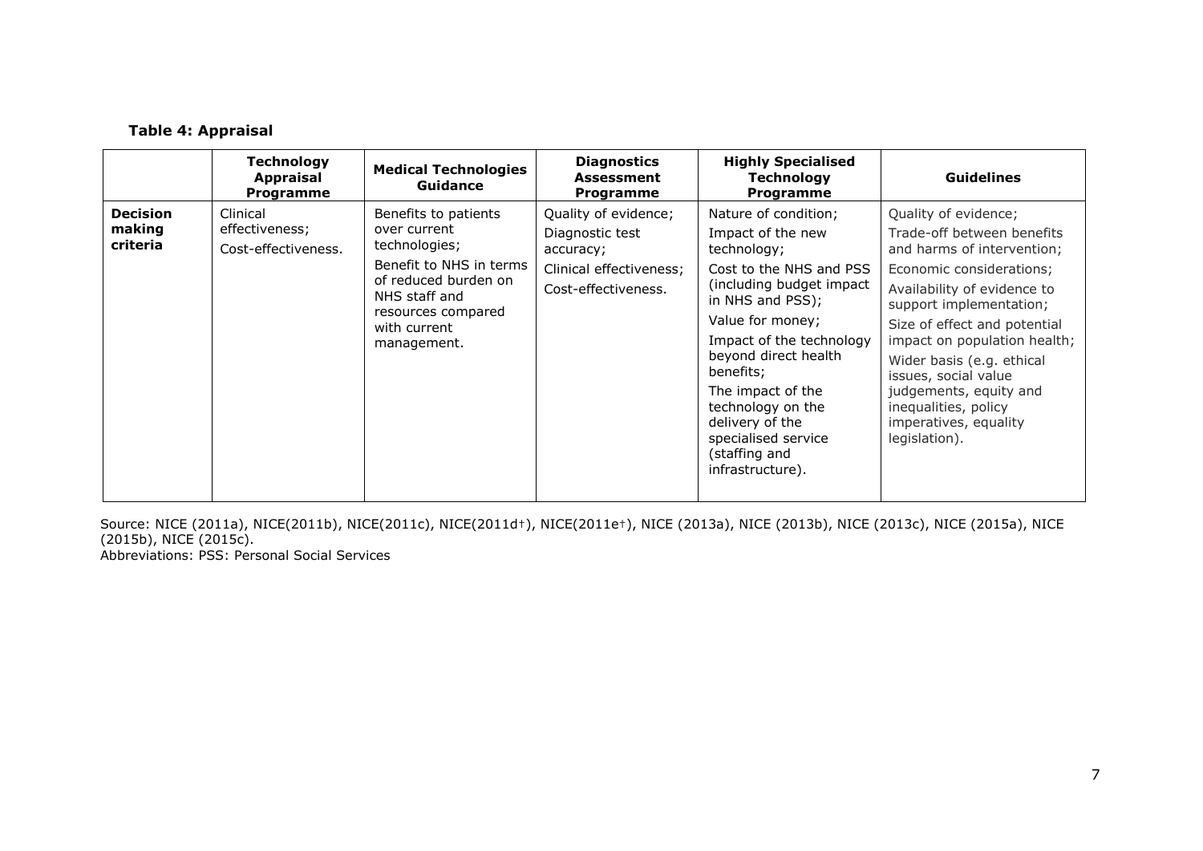**Table 4: Appraisal**

| | Technology Appraisal Programme | Medical Technologies Guidance | Diagnostics Assessment Programme | Highly Specialised Technology Programme | Guidelines |
|---|---|---|---|---|---|
| **Decision making criteria** | Clinical effectiveness;<br>Cost-effectiveness. | Benefits to patients over current technologies;<br>Benefit to NHS in terms of reduced burden on NHS staff and resources compared with current management. | Quality of evidence;<br>Diagnostic test accuracy;<br>Clinical effectiveness;<br>Cost-effectiveness. | Nature of condition;<br>Impact of the new technology;<br>Cost to the NHS and PSS (including budget impact in NHS and PSS);<br>Value for money;<br>Impact of the technology beyond direct health benefits;<br>The impact of the technology on the delivery of the specialised service (staffing and infrastructure). | Quality of evidence;<br>Trade-off between benefits and harms of intervention;<br>Economic considerations;<br>Availability of evidence to support implementation;<br>Size of effect and potential impact on population health;<br>Wider basis (e.g. ethical issues, social value judgements, equity and inequalities, policy imperatives, equality legislation). |

Source: NICE (2011a), NICE(2011b), NICE(2011c), NICE(2011d†), NICE(2011e†), NICE (2013a), NICE (2013b), NICE (2013c), NICE (2015a), NICE (2015b), NICE (2015c).
Abbreviations: PSS: Personal Social Services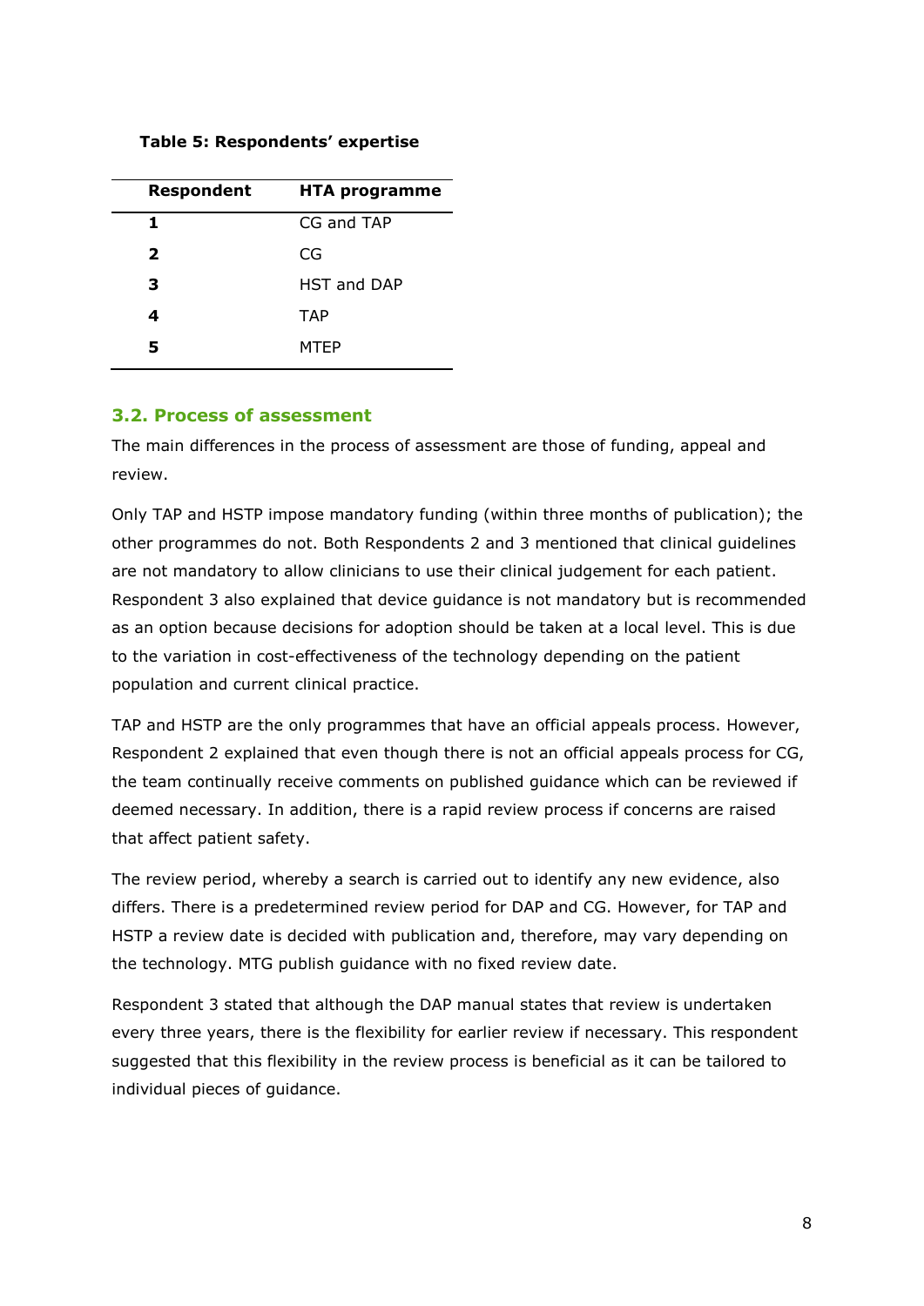**Table 5: Respondents' expertise**

| Respondent | HTA programme |
|---|---|
| **1** | CG and TAP |
| **2** | CG |
| **3** | HST and DAP |
| **4** | TAP |
| **5** | MTEP |

### 3.2. Process of assessment

The main differences in the process of assessment are those of funding, appeal and review.

Only TAP and HSTP impose mandatory funding (within three months of publication); the other programmes do not. Both Respondents 2 and 3 mentioned that clinical guidelines are not mandatory to allow clinicians to use their clinical judgement for each patient. Respondent 3 also explained that device guidance is not mandatory but is recommended as an option because decisions for adoption should be taken at a local level. This is due to the variation in cost-effectiveness of the technology depending on the patient population and current clinical practice.

TAP and HSTP are the only programmes that have an official appeals process. However, Respondent 2 explained that even though there is not an official appeals process for CG, the team continually receive comments on published guidance which can be reviewed if deemed necessary. In addition, there is a rapid review process if concerns are raised that affect patient safety.

The review period, whereby a search is carried out to identify any new evidence, also differs. There is a predetermined review period for DAP and CG. However, for TAP and HSTP a review date is decided with publication and, therefore, may vary depending on the technology. MTG publish guidance with no fixed review date.

Respondent 3 stated that although the DAP manual states that review is undertaken every three years, there is the flexibility for earlier review if necessary. This respondent suggested that this flexibility in the review process is beneficial as it can be tailored to individual pieces of guidance.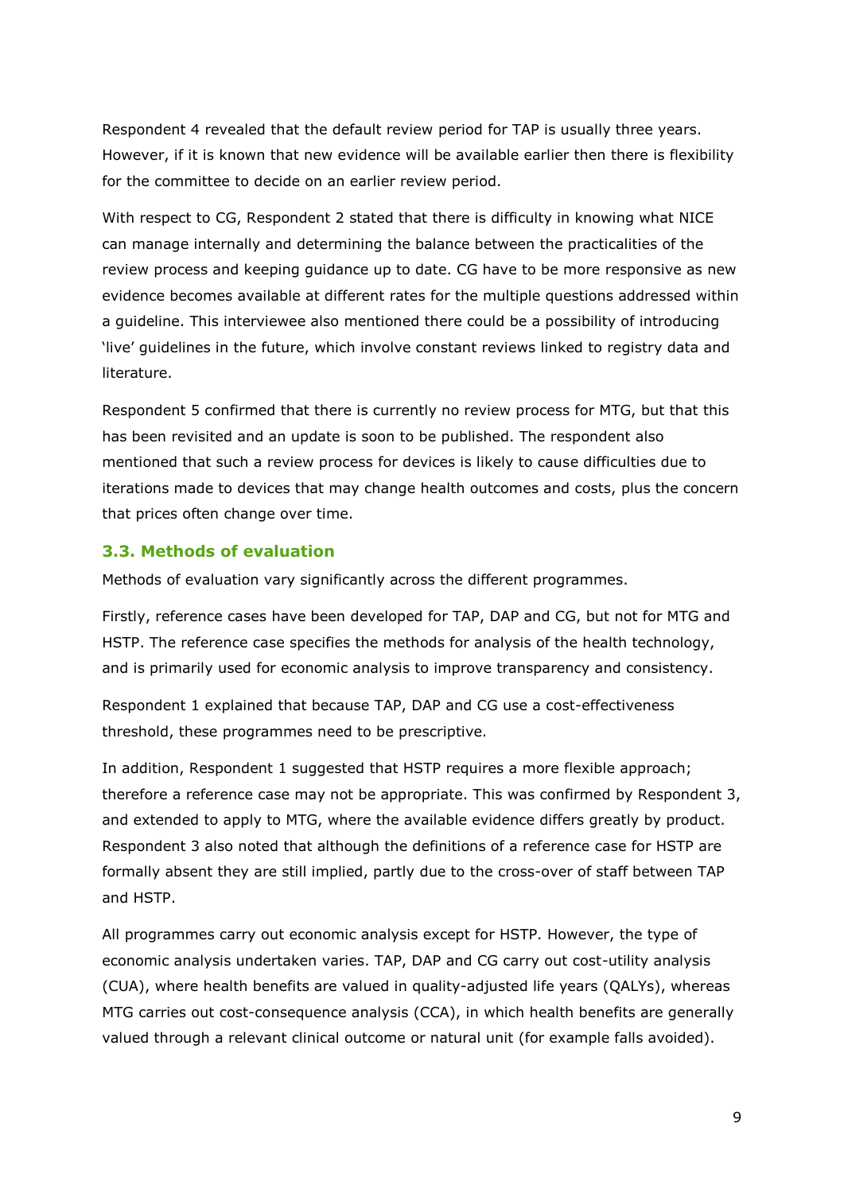Respondent 4 revealed that the default review period for TAP is usually three years. However, if it is known that new evidence will be available earlier then there is flexibility for the committee to decide on an earlier review period.

With respect to CG, Respondent 2 stated that there is difficulty in knowing what NICE can manage internally and determining the balance between the practicalities of the review process and keeping guidance up to date. CG have to be more responsive as new evidence becomes available at different rates for the multiple questions addressed within a guideline. This interviewee also mentioned there could be a possibility of introducing 'live' guidelines in the future, which involve constant reviews linked to registry data and literature.

Respondent 5 confirmed that there is currently no review process for MTG, but that this has been revisited and an update is soon to be published. The respondent also mentioned that such a review process for devices is likely to cause difficulties due to iterations made to devices that may change health outcomes and costs, plus the concern that prices often change over time.

### 3.3. Methods of evaluation

Methods of evaluation vary significantly across the different programmes.

Firstly, reference cases have been developed for TAP, DAP and CG, but not for MTG and HSTP. The reference case specifies the methods for analysis of the health technology, and is primarily used for economic analysis to improve transparency and consistency.

Respondent 1 explained that because TAP, DAP and CG use a cost-effectiveness threshold, these programmes need to be prescriptive.

In addition, Respondent 1 suggested that HSTP requires a more flexible approach; therefore a reference case may not be appropriate. This was confirmed by Respondent 3, and extended to apply to MTG, where the available evidence differs greatly by product. Respondent 3 also noted that although the definitions of a reference case for HSTP are formally absent they are still implied, partly due to the cross-over of staff between TAP and HSTP.

All programmes carry out economic analysis except for HSTP. However, the type of economic analysis undertaken varies. TAP, DAP and CG carry out cost-utility analysis (CUA), where health benefits are valued in quality-adjusted life years (QALYs), whereas MTG carries out cost-consequence analysis (CCA), in which health benefits are generally valued through a relevant clinical outcome or natural unit (for example falls avoided).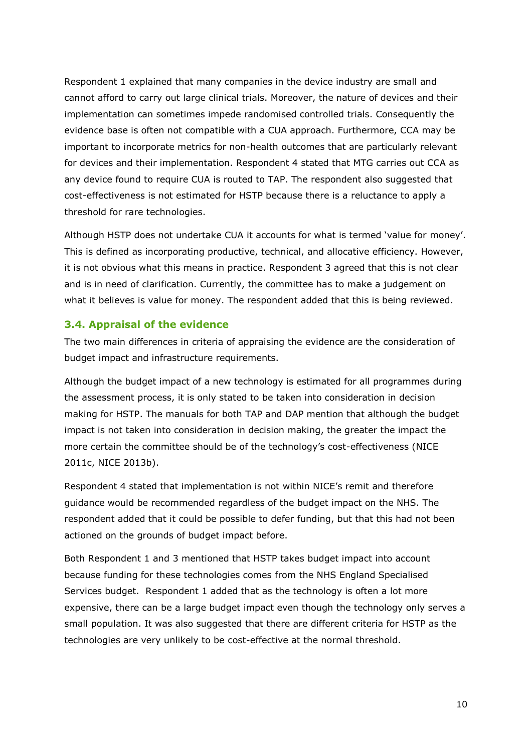Respondent 1 explained that many companies in the device industry are small and cannot afford to carry out large clinical trials. Moreover, the nature of devices and their implementation can sometimes impede randomised controlled trials. Consequently the evidence base is often not compatible with a CUA approach. Furthermore, CCA may be important to incorporate metrics for non-health outcomes that are particularly relevant for devices and their implementation. Respondent 4 stated that MTG carries out CCA as any device found to require CUA is routed to TAP. The respondent also suggested that cost-effectiveness is not estimated for HSTP because there is a reluctance to apply a threshold for rare technologies.

Although HSTP does not undertake CUA it accounts for what is termed 'value for money'. This is defined as incorporating productive, technical, and allocative efficiency. However, it is not obvious what this means in practice. Respondent 3 agreed that this is not clear and is in need of clarification. Currently, the committee has to make a judgement on what it believes is value for money. The respondent added that this is being reviewed.

### 3.4. Appraisal of the evidence

The two main differences in criteria of appraising the evidence are the consideration of budget impact and infrastructure requirements.

Although the budget impact of a new technology is estimated for all programmes during the assessment process, it is only stated to be taken into consideration in decision making for HSTP. The manuals for both TAP and DAP mention that although the budget impact is not taken into consideration in decision making, the greater the impact the more certain the committee should be of the technology's cost-effectiveness (NICE 2011c, NICE 2013b).

Respondent 4 stated that implementation is not within NICE's remit and therefore guidance would be recommended regardless of the budget impact on the NHS. The respondent added that it could be possible to defer funding, but that this had not been actioned on the grounds of budget impact before.

Both Respondent 1 and 3 mentioned that HSTP takes budget impact into account because funding for these technologies comes from the NHS England Specialised Services budget. Respondent 1 added that as the technology is often a lot more expensive, there can be a large budget impact even though the technology only serves a small population. It was also suggested that there are different criteria for HSTP as the technologies are very unlikely to be cost-effective at the normal threshold.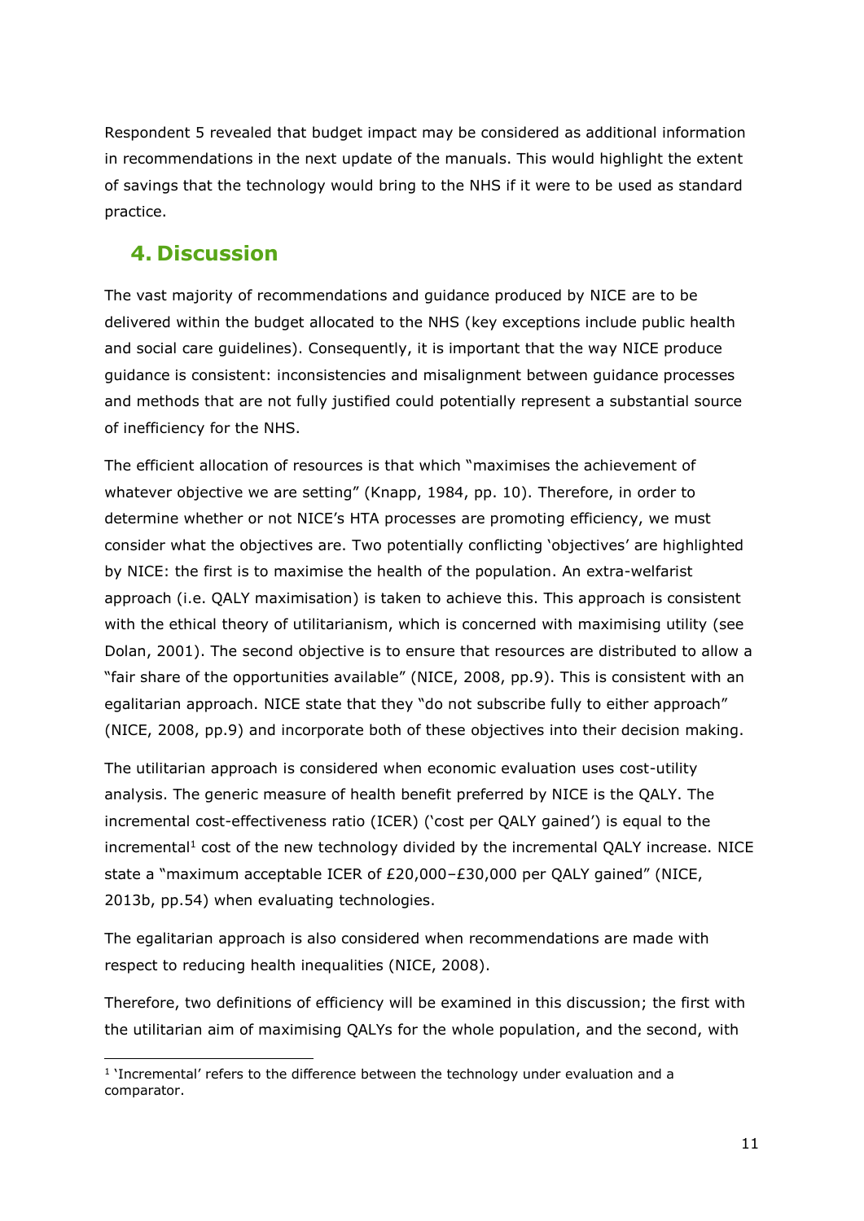Respondent 5 revealed that budget impact may be considered as additional information in recommendations in the next update of the manuals. This would highlight the extent of savings that the technology would bring to the NHS if it were to be used as standard practice.

## 4. Discussion

The vast majority of recommendations and guidance produced by NICE are to be delivered within the budget allocated to the NHS (key exceptions include public health and social care guidelines). Consequently, it is important that the way NICE produce guidance is consistent: inconsistencies and misalignment between guidance processes and methods that are not fully justified could potentially represent a substantial source of inefficiency for the NHS.

The efficient allocation of resources is that which "maximises the achievement of whatever objective we are setting" (Knapp, 1984, pp. 10). Therefore, in order to determine whether or not NICE's HTA processes are promoting efficiency, we must consider what the objectives are. Two potentially conflicting 'objectives' are highlighted by NICE: the first is to maximise the health of the population. An extra-welfarist approach (i.e. QALY maximisation) is taken to achieve this. This approach is consistent with the ethical theory of utilitarianism, which is concerned with maximising utility (see Dolan, 2001). The second objective is to ensure that resources are distributed to allow a "fair share of the opportunities available" (NICE, 2008, pp.9). This is consistent with an egalitarian approach. NICE state that they "do not subscribe fully to either approach" (NICE, 2008, pp.9) and incorporate both of these objectives into their decision making.

The utilitarian approach is considered when economic evaluation uses cost-utility analysis. The generic measure of health benefit preferred by NICE is the QALY. The incremental cost-effectiveness ratio (ICER) ('cost per QALY gained') is equal to the incremental[1] cost of the new technology divided by the incremental QALY increase. NICE state a "maximum acceptable ICER of £20,000–£30,000 per QALY gained" (NICE, 2013b, pp.54) when evaluating technologies.

The egalitarian approach is also considered when recommendations are made with respect to reducing health inequalities (NICE, 2008).

Therefore, two definitions of efficiency will be examined in this discussion; the first with the utilitarian aim of maximising QALYs for the whole population, and the second, with

[1] 'Incremental' refers to the difference between the technology under evaluation and a comparator.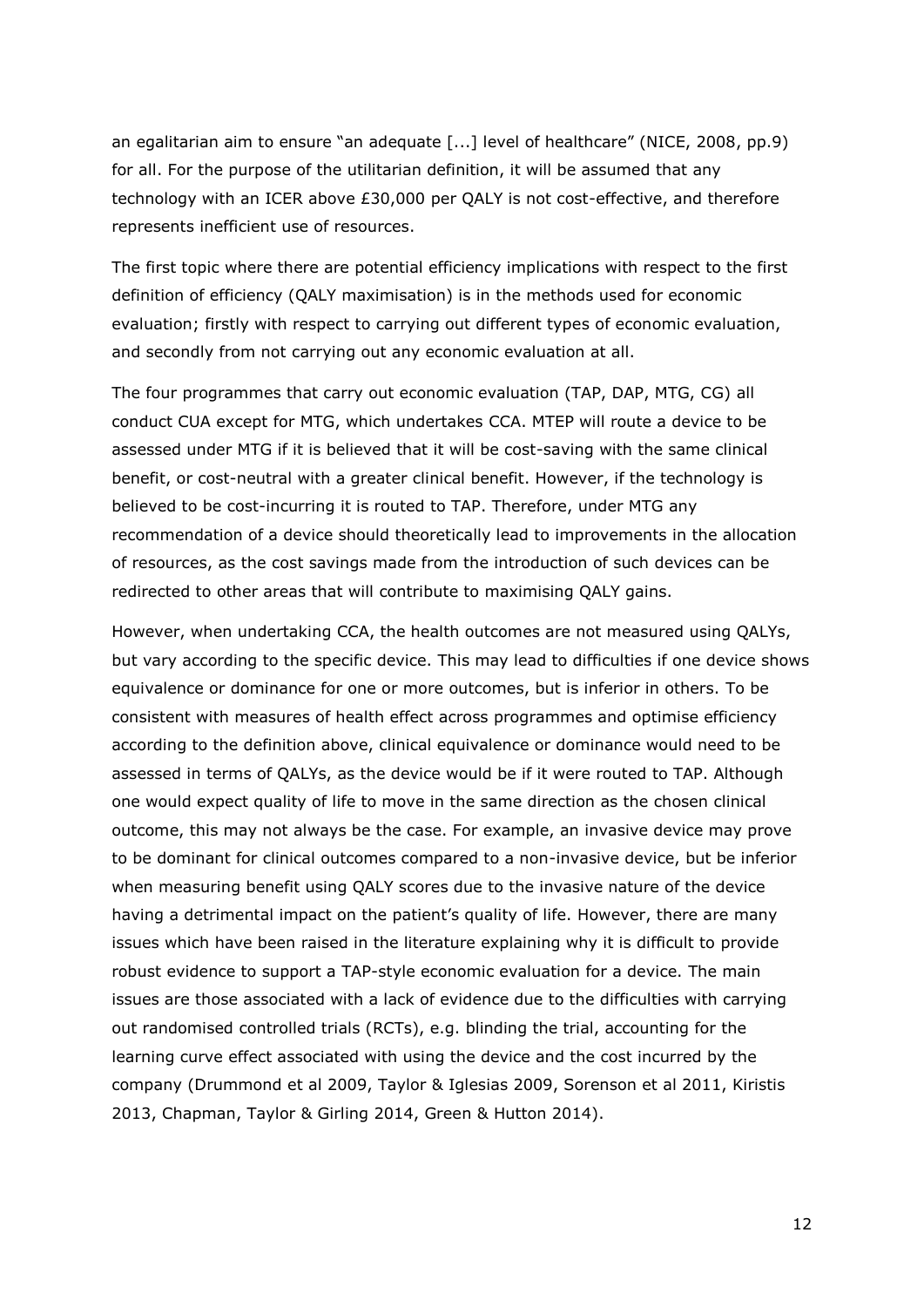an egalitarian aim to ensure "an adequate [...] level of healthcare" (NICE, 2008, pp.9) for all. For the purpose of the utilitarian definition, it will be assumed that any technology with an ICER above £30,000 per QALY is not cost-effective, and therefore represents inefficient use of resources.

The first topic where there are potential efficiency implications with respect to the first definition of efficiency (QALY maximisation) is in the methods used for economic evaluation; firstly with respect to carrying out different types of economic evaluation, and secondly from not carrying out any economic evaluation at all.

The four programmes that carry out economic evaluation (TAP, DAP, MTG, CG) all conduct CUA except for MTG, which undertakes CCA. MTEP will route a device to be assessed under MTG if it is believed that it will be cost-saving with the same clinical benefit, or cost-neutral with a greater clinical benefit. However, if the technology is believed to be cost-incurring it is routed to TAP. Therefore, under MTG any recommendation of a device should theoretically lead to improvements in the allocation of resources, as the cost savings made from the introduction of such devices can be redirected to other areas that will contribute to maximising QALY gains.

However, when undertaking CCA, the health outcomes are not measured using QALYs, but vary according to the specific device. This may lead to difficulties if one device shows equivalence or dominance for one or more outcomes, but is inferior in others. To be consistent with measures of health effect across programmes and optimise efficiency according to the definition above, clinical equivalence or dominance would need to be assessed in terms of QALYs, as the device would be if it were routed to TAP. Although one would expect quality of life to move in the same direction as the chosen clinical outcome, this may not always be the case. For example, an invasive device may prove to be dominant for clinical outcomes compared to a non-invasive device, but be inferior when measuring benefit using QALY scores due to the invasive nature of the device having a detrimental impact on the patient's quality of life. However, there are many issues which have been raised in the literature explaining why it is difficult to provide robust evidence to support a TAP-style economic evaluation for a device. The main issues are those associated with a lack of evidence due to the difficulties with carrying out randomised controlled trials (RCTs), e.g. blinding the trial, accounting for the learning curve effect associated with using the device and the cost incurred by the company (Drummond et al 2009, Taylor & Iglesias 2009, Sorenson et al 2011, Kiristis 2013, Chapman, Taylor & Girling 2014, Green & Hutton 2014).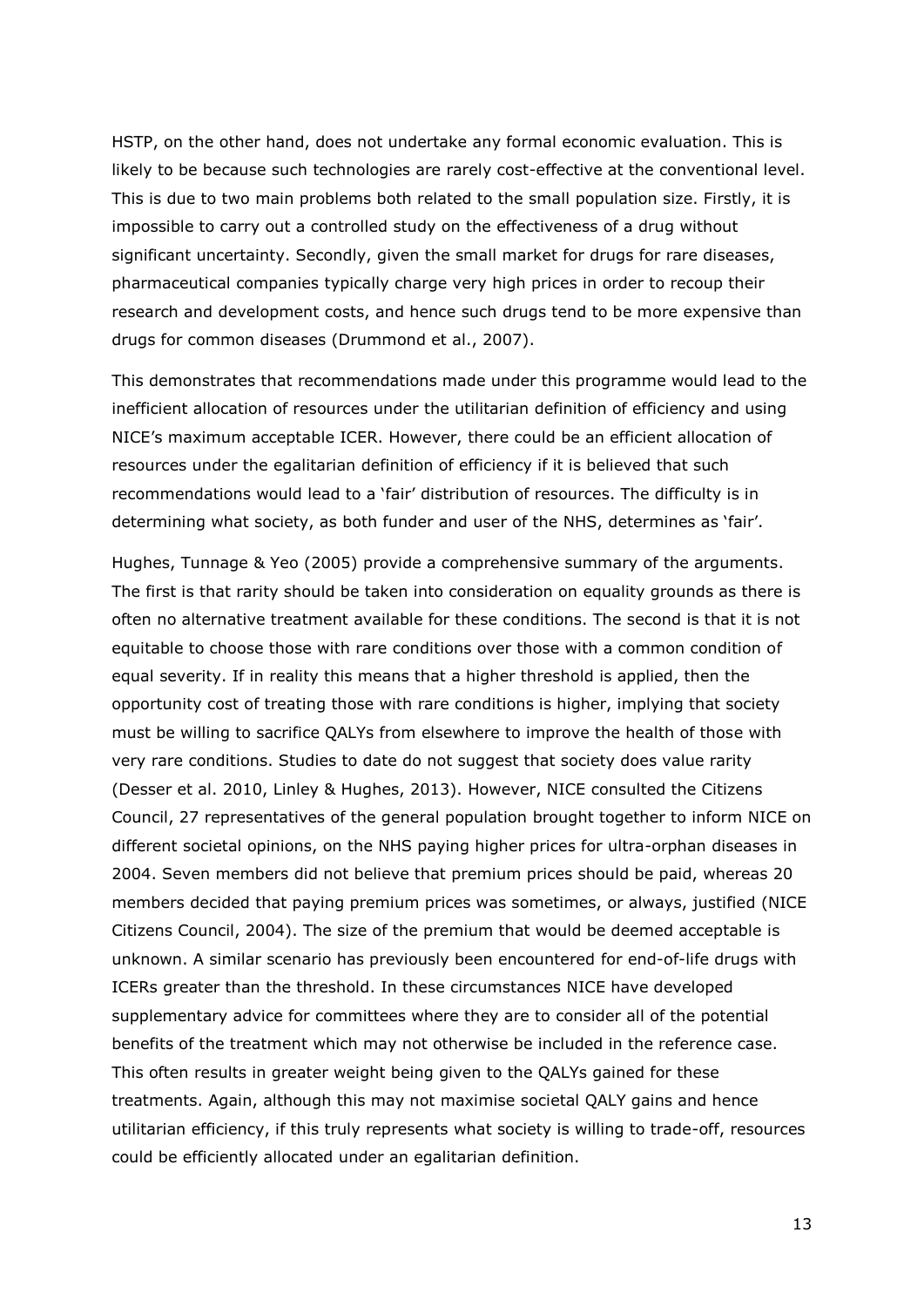HSTP, on the other hand, does not undertake any formal economic evaluation. This is likely to be because such technologies are rarely cost-effective at the conventional level. This is due to two main problems both related to the small population size. Firstly, it is impossible to carry out a controlled study on the effectiveness of a drug without significant uncertainty. Secondly, given the small market for drugs for rare diseases, pharmaceutical companies typically charge very high prices in order to recoup their research and development costs, and hence such drugs tend to be more expensive than drugs for common diseases (Drummond et al., 2007).

This demonstrates that recommendations made under this programme would lead to the inefficient allocation of resources under the utilitarian definition of efficiency and using NICE's maximum acceptable ICER. However, there could be an efficient allocation of resources under the egalitarian definition of efficiency if it is believed that such recommendations would lead to a 'fair' distribution of resources. The difficulty is in determining what society, as both funder and user of the NHS, determines as 'fair'.

Hughes, Tunnage & Yeo (2005) provide a comprehensive summary of the arguments. The first is that rarity should be taken into consideration on equality grounds as there is often no alternative treatment available for these conditions. The second is that it is not equitable to choose those with rare conditions over those with a common condition of equal severity. If in reality this means that a higher threshold is applied, then the opportunity cost of treating those with rare conditions is higher, implying that society must be willing to sacrifice QALYs from elsewhere to improve the health of those with very rare conditions. Studies to date do not suggest that society does value rarity (Desser et al. 2010, Linley & Hughes, 2013). However, NICE consulted the Citizens Council, 27 representatives of the general population brought together to inform NICE on different societal opinions, on the NHS paying higher prices for ultra-orphan diseases in 2004. Seven members did not believe that premium prices should be paid, whereas 20 members decided that paying premium prices was sometimes, or always, justified (NICE Citizens Council, 2004). The size of the premium that would be deemed acceptable is unknown. A similar scenario has previously been encountered for end-of-life drugs with ICERs greater than the threshold. In these circumstances NICE have developed supplementary advice for committees where they are to consider all of the potential benefits of the treatment which may not otherwise be included in the reference case. This often results in greater weight being given to the QALYs gained for these treatments. Again, although this may not maximise societal QALY gains and hence utilitarian efficiency, if this truly represents what society is willing to trade-off, resources could be efficiently allocated under an egalitarian definition.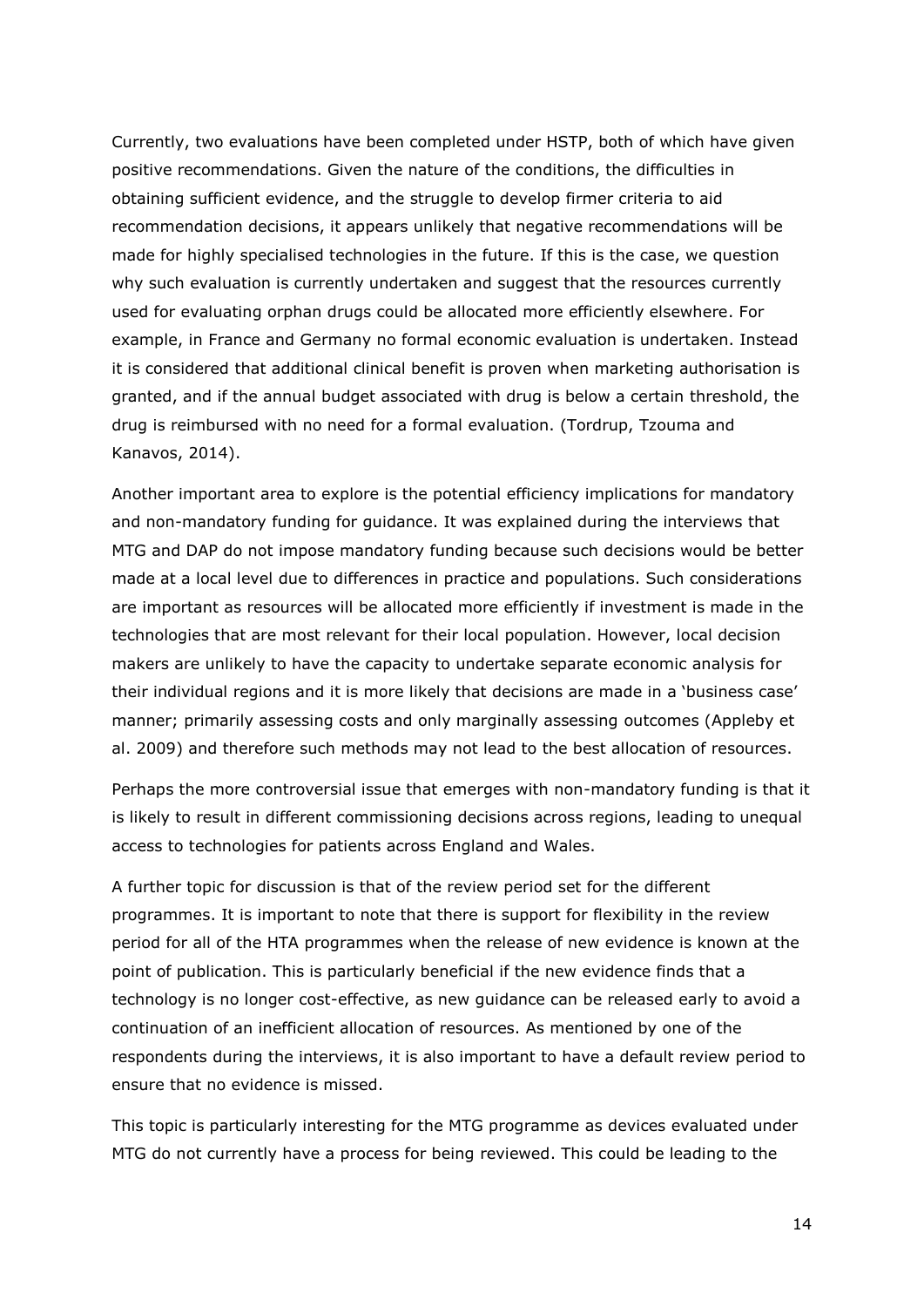Currently, two evaluations have been completed under HSTP, both of which have given positive recommendations. Given the nature of the conditions, the difficulties in obtaining sufficient evidence, and the struggle to develop firmer criteria to aid recommendation decisions, it appears unlikely that negative recommendations will be made for highly specialised technologies in the future. If this is the case, we question why such evaluation is currently undertaken and suggest that the resources currently used for evaluating orphan drugs could be allocated more efficiently elsewhere. For example, in France and Germany no formal economic evaluation is undertaken. Instead it is considered that additional clinical benefit is proven when marketing authorisation is granted, and if the annual budget associated with drug is below a certain threshold, the drug is reimbursed with no need for a formal evaluation. (Tordrup, Tzouma and Kanavos, 2014).

Another important area to explore is the potential efficiency implications for mandatory and non-mandatory funding for guidance. It was explained during the interviews that MTG and DAP do not impose mandatory funding because such decisions would be better made at a local level due to differences in practice and populations. Such considerations are important as resources will be allocated more efficiently if investment is made in the technologies that are most relevant for their local population. However, local decision makers are unlikely to have the capacity to undertake separate economic analysis for their individual regions and it is more likely that decisions are made in a 'business case' manner; primarily assessing costs and only marginally assessing outcomes (Appleby et al. 2009) and therefore such methods may not lead to the best allocation of resources.

Perhaps the more controversial issue that emerges with non-mandatory funding is that it is likely to result in different commissioning decisions across regions, leading to unequal access to technologies for patients across England and Wales.

A further topic for discussion is that of the review period set for the different programmes. It is important to note that there is support for flexibility in the review period for all of the HTA programmes when the release of new evidence is known at the point of publication. This is particularly beneficial if the new evidence finds that a technology is no longer cost-effective, as new guidance can be released early to avoid a continuation of an inefficient allocation of resources. As mentioned by one of the respondents during the interviews, it is also important to have a default review period to ensure that no evidence is missed.

This topic is particularly interesting for the MTG programme as devices evaluated under MTG do not currently have a process for being reviewed. This could be leading to the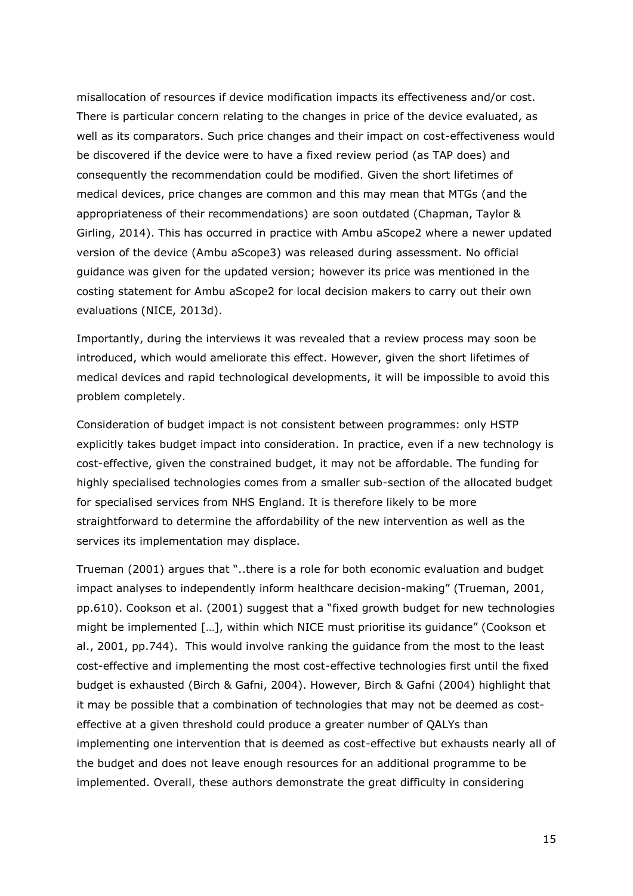misallocation of resources if device modification impacts its effectiveness and/or cost. There is particular concern relating to the changes in price of the device evaluated, as well as its comparators. Such price changes and their impact on cost-effectiveness would be discovered if the device were to have a fixed review period (as TAP does) and consequently the recommendation could be modified. Given the short lifetimes of medical devices, price changes are common and this may mean that MTGs (and the appropriateness of their recommendations) are soon outdated (Chapman, Taylor & Girling, 2014). This has occurred in practice with Ambu aScope2 where a newer updated version of the device (Ambu aScope3) was released during assessment. No official guidance was given for the updated version; however its price was mentioned in the costing statement for Ambu aScope2 for local decision makers to carry out their own evaluations (NICE, 2013d).

Importantly, during the interviews it was revealed that a review process may soon be introduced, which would ameliorate this effect. However, given the short lifetimes of medical devices and rapid technological developments, it will be impossible to avoid this problem completely.

Consideration of budget impact is not consistent between programmes: only HSTP explicitly takes budget impact into consideration. In practice, even if a new technology is cost-effective, given the constrained budget, it may not be affordable. The funding for highly specialised technologies comes from a smaller sub-section of the allocated budget for specialised services from NHS England. It is therefore likely to be more straightforward to determine the affordability of the new intervention as well as the services its implementation may displace.

Trueman (2001) argues that "..there is a role for both economic evaluation and budget impact analyses to independently inform healthcare decision-making" (Trueman, 2001, pp.610). Cookson et al. (2001) suggest that a "fixed growth budget for new technologies might be implemented […], within which NICE must prioritise its guidance" (Cookson et al., 2001, pp.744). This would involve ranking the guidance from the most to the least cost-effective and implementing the most cost-effective technologies first until the fixed budget is exhausted (Birch & Gafni, 2004). However, Birch & Gafni (2004) highlight that it may be possible that a combination of technologies that may not be deemed as cost-effective at a given threshold could produce a greater number of QALYs than implementing one intervention that is deemed as cost-effective but exhausts nearly all of the budget and does not leave enough resources for an additional programme to be implemented. Overall, these authors demonstrate the great difficulty in considering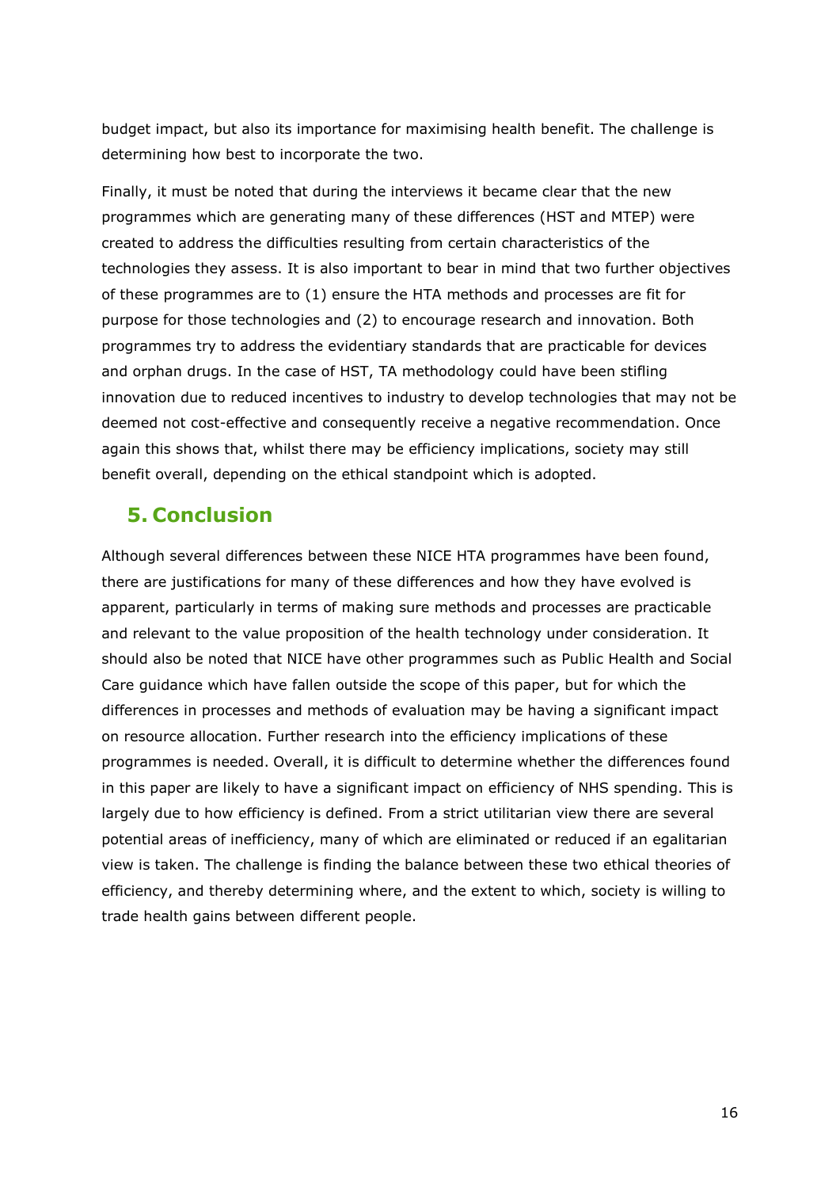budget impact, but also its importance for maximising health benefit. The challenge is determining how best to incorporate the two.

Finally, it must be noted that during the interviews it became clear that the new programmes which are generating many of these differences (HST and MTEP) were created to address the difficulties resulting from certain characteristics of the technologies they assess. It is also important to bear in mind that two further objectives of these programmes are to (1) ensure the HTA methods and processes are fit for purpose for those technologies and (2) to encourage research and innovation. Both programmes try to address the evidentiary standards that are practicable for devices and orphan drugs. In the case of HST, TA methodology could have been stifling innovation due to reduced incentives to industry to develop technologies that may not be deemed not cost-effective and consequently receive a negative recommendation. Once again this shows that, whilst there may be efficiency implications, society may still benefit overall, depending on the ethical standpoint which is adopted.

## 5. Conclusion

Although several differences between these NICE HTA programmes have been found, there are justifications for many of these differences and how they have evolved is apparent, particularly in terms of making sure methods and processes are practicable and relevant to the value proposition of the health technology under consideration. It should also be noted that NICE have other programmes such as Public Health and Social Care guidance which have fallen outside the scope of this paper, but for which the differences in processes and methods of evaluation may be having a significant impact on resource allocation. Further research into the efficiency implications of these programmes is needed. Overall, it is difficult to determine whether the differences found in this paper are likely to have a significant impact on efficiency of NHS spending. This is largely due to how efficiency is defined. From a strict utilitarian view there are several potential areas of inefficiency, many of which are eliminated or reduced if an egalitarian view is taken. The challenge is finding the balance between these two ethical theories of efficiency, and thereby determining where, and the extent to which, society is willing to trade health gains between different people.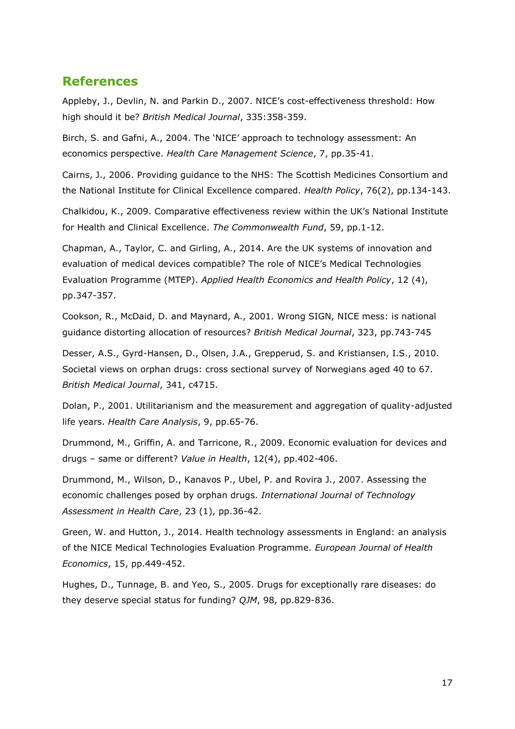## References

Appleby, J., Devlin, N. and Parkin D., 2007. NICE's cost-effectiveness threshold: How high should it be? *British Medical Journal*, 335:358-359.

Birch, S. and Gafni, A., 2004. The 'NICE' approach to technology assessment: An economics perspective. *Health Care Management Science*, 7, pp.35-41.

Cairns, J., 2006. Providing guidance to the NHS: The Scottish Medicines Consortium and the National Institute for Clinical Excellence compared. *Health Policy*, 76(2), pp.134-143.

Chalkidou, K., 2009. Comparative effectiveness review within the UK's National Institute for Health and Clinical Excellence. *The Commonwealth Fund*, 59, pp.1-12.

Chapman, A., Taylor, C. and Girling, A., 2014. Are the UK systems of innovation and evaluation of medical devices compatible? The role of NICE's Medical Technologies Evaluation Programme (MTEP). *Applied Health Economics and Health Policy*, 12 (4), pp.347-357.

Cookson, R., McDaid, D. and Maynard, A., 2001. Wrong SIGN, NICE mess: is national guidance distorting allocation of resources? *British Medical Journal*, 323, pp.743-745

Desser, A.S., Gyrd-Hansen, D., Olsen, J.A., Grepperud, S. and Kristiansen, I.S., 2010. Societal views on orphan drugs: cross sectional survey of Norwegians aged 40 to 67. *British Medical Journal*, 341, c4715.

Dolan, P., 2001. Utilitarianism and the measurement and aggregation of quality-adjusted life years. *Health Care Analysis*, 9, pp.65-76.

Drummond, M., Griffin, A. and Tarricone, R., 2009. Economic evaluation for devices and drugs – same or different? *Value in Health*, 12(4), pp.402-406.

Drummond, M., Wilson, D., Kanavos P., Ubel, P. and Rovira J., 2007. Assessing the economic challenges posed by orphan drugs. *International Journal of Technology Assessment in Health Care*, 23 (1), pp.36-42.

Green, W. and Hutton, J., 2014. Health technology assessments in England: an analysis of the NICE Medical Technologies Evaluation Programme. *European Journal of Health Economics*, 15, pp.449-452.

Hughes, D., Tunnage, B. and Yeo, S., 2005. Drugs for exceptionally rare diseases: do they deserve special status for funding? *QJM*, 98, pp.829-836.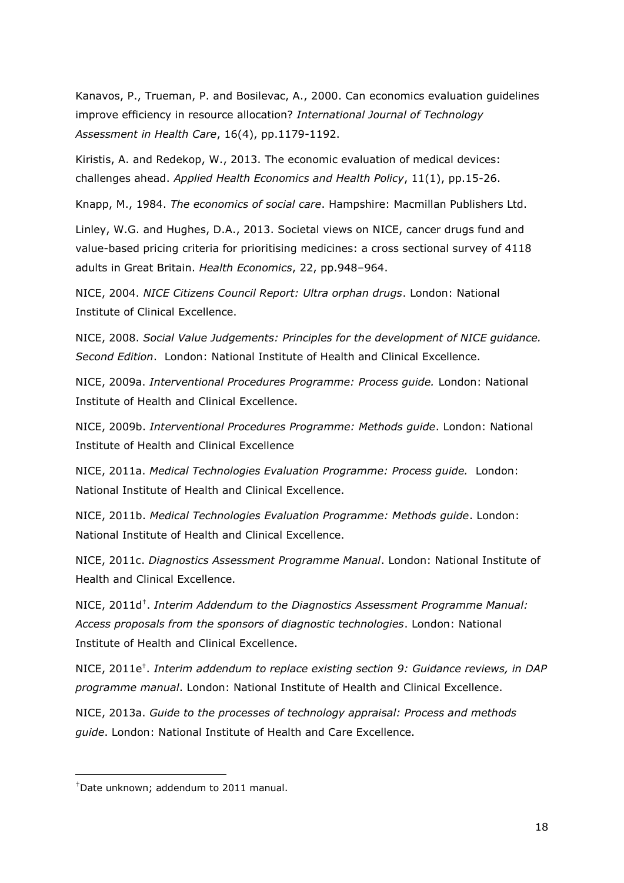Kanavos, P., Trueman, P. and Bosilevac, A., 2000. Can economics evaluation guidelines improve efficiency in resource allocation? *International Journal of Technology Assessment in Health Care*, 16(4), pp.1179-1192.

Kiristis, A. and Redekop, W., 2013. The economic evaluation of medical devices: challenges ahead. *Applied Health Economics and Health Policy*, 11(1), pp.15-26.

Knapp, M., 1984. *The economics of social care*. Hampshire: Macmillan Publishers Ltd.

Linley, W.G. and Hughes, D.A., 2013. Societal views on NICE, cancer drugs fund and value-based pricing criteria for prioritising medicines: a cross sectional survey of 4118 adults in Great Britain. *Health Economics*, 22, pp.948–964.

NICE, 2004. *NICE Citizens Council Report: Ultra orphan drugs*. London: National Institute of Clinical Excellence.

NICE, 2008. *Social Value Judgements: Principles for the development of NICE guidance. Second Edition*. London: National Institute of Health and Clinical Excellence.

NICE, 2009a. *Interventional Procedures Programme: Process guide.* London: National Institute of Health and Clinical Excellence.

NICE, 2009b. *Interventional Procedures Programme: Methods guide*. London: National Institute of Health and Clinical Excellence

NICE, 2011a. *Medical Technologies Evaluation Programme: Process guide.* London: National Institute of Health and Clinical Excellence.

NICE, 2011b. *Medical Technologies Evaluation Programme: Methods guide*. London: National Institute of Health and Clinical Excellence.

NICE, 2011c. *Diagnostics Assessment Programme Manual*. London: National Institute of Health and Clinical Excellence.

NICE, 2011d[†]. *Interim Addendum to the Diagnostics Assessment Programme Manual: Access proposals from the sponsors of diagnostic technologies*. London: National Institute of Health and Clinical Excellence.

NICE, 2011e[†]. *Interim addendum to replace existing section 9: Guidance reviews, in DAP programme manual*. London: National Institute of Health and Clinical Excellence.

NICE, 2013a. *Guide to the processes of technology appraisal: Process and methods guide*. London: National Institute of Health and Care Excellence.

---

[†] Date unknown; addendum to 2011 manual.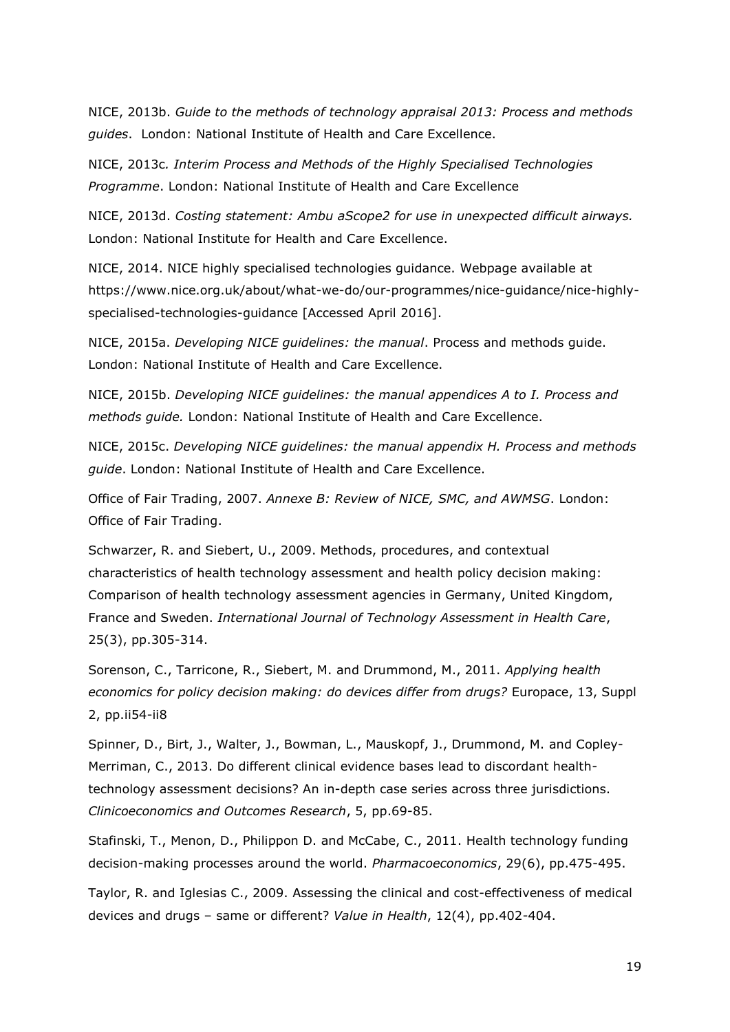NICE, 2013b. *Guide to the methods of technology appraisal 2013: Process and methods guides*. London: National Institute of Health and Care Excellence.

NICE, 2013c*. Interim Process and Methods of the Highly Specialised Technologies Programme*. London: National Institute of Health and Care Excellence

NICE, 2013d. *Costing statement: Ambu aScope2 for use in unexpected difficult airways.* London: National Institute for Health and Care Excellence.

NICE, 2014. NICE highly specialised technologies guidance. Webpage available at https://www.nice.org.uk/about/what-we-do/our-programmes/nice-guidance/nice-highly-specialised-technologies-guidance [Accessed April 2016].

NICE, 2015a. *Developing NICE guidelines: the manual*. Process and methods guide. London: National Institute of Health and Care Excellence.

NICE, 2015b. *Developing NICE guidelines: the manual appendices A to I. Process and methods guide.* London: National Institute of Health and Care Excellence.

NICE, 2015c. *Developing NICE guidelines: the manual appendix H. Process and methods guide*. London: National Institute of Health and Care Excellence.

Office of Fair Trading, 2007. *Annexe B: Review of NICE, SMC, and AWMSG*. London: Office of Fair Trading.

Schwarzer, R. and Siebert, U., 2009. Methods, procedures, and contextual characteristics of health technology assessment and health policy decision making: Comparison of health technology assessment agencies in Germany, United Kingdom, France and Sweden. *International Journal of Technology Assessment in Health Care*, 25(3), pp.305-314.

Sorenson, C., Tarricone, R., Siebert, M. and Drummond, M., 2011. *Applying health economics for policy decision making: do devices differ from drugs?* Europace, 13, Suppl 2, pp.ii54-ii8

Spinner, D., Birt, J., Walter, J., Bowman, L., Mauskopf, J., Drummond, M. and Copley-Merriman, C., 2013. Do different clinical evidence bases lead to discordant health-technology assessment decisions? An in-depth case series across three jurisdictions. *Clinicoeconomics and Outcomes Research*, 5, pp.69-85.

Stafinski, T., Menon, D., Philippon D. and McCabe, C., 2011. Health technology funding decision-making processes around the world. *Pharmacoeconomics*, 29(6), pp.475-495.

Taylor, R. and Iglesias C., 2009. Assessing the clinical and cost-effectiveness of medical devices and drugs – same or different? *Value in Health*, 12(4), pp.402-404.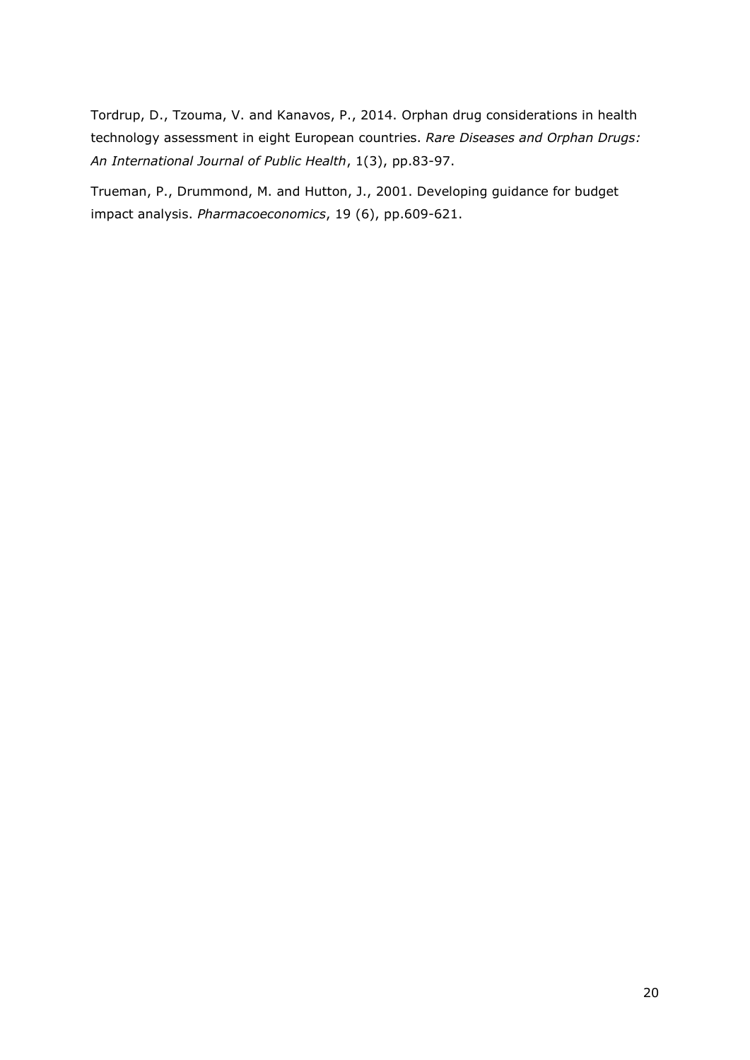Tordrup, D., Tzouma, V. and Kanavos, P., 2014. Orphan drug considerations in health technology assessment in eight European countries. *Rare Diseases and Orphan Drugs: An International Journal of Public Health*, 1(3), pp.83-97.

Trueman, P., Drummond, M. and Hutton, J., 2001. Developing guidance for budget impact analysis. *Pharmacoeconomics*, 19 (6), pp.609-621.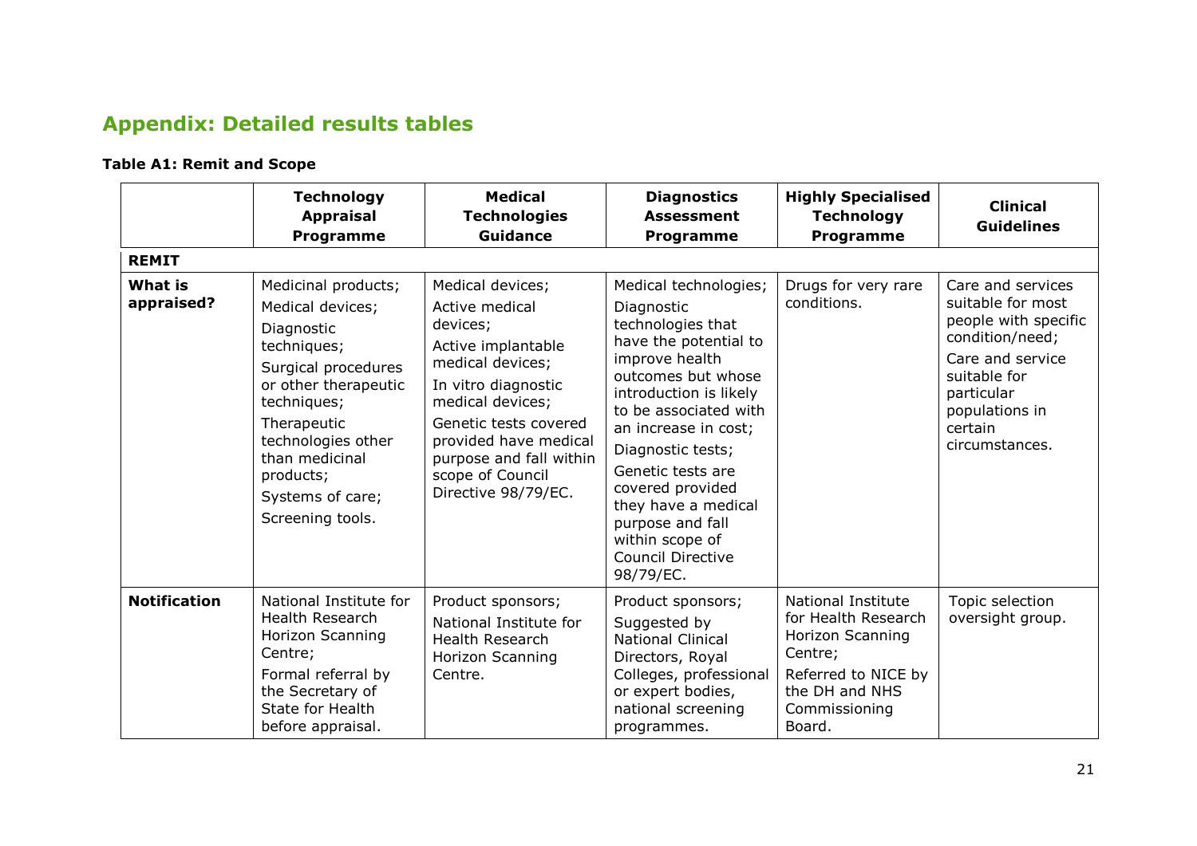## Appendix: Detailed results tables

**Table A1: Remit and Scope**

| | Technology Appraisal Programme | Medical Technologies Guidance | Diagnostics Assessment Programme | Highly Specialised Technology Programme | Clinical Guidelines |
|---|---|---|---|---|---|
| **REMIT** | | | | | |
| **What is appraised?** | Medicinal products; Medical devices; Diagnostic techniques; Surgical procedures or other therapeutic techniques; Therapeutic technologies other than medicinal products; Systems of care; Screening tools. | Medical devices; Active medical devices; Active implantable medical devices; In vitro diagnostic medical devices; Genetic tests covered provided have medical purpose and fall within scope of Council Directive 98/79/EC. | Medical technologies; Diagnostic technologies that have the potential to improve health outcomes but whose introduction is likely to be associated with an increase in cost; Diagnostic tests; Genetic tests are covered provided they have a medical purpose and fall within scope of Council Directive 98/79/EC. | Drugs for very rare conditions. | Care and services suitable for most people with specific condition/need; Care and service suitable for particular populations in certain circumstances. |
| **Notification** | National Institute for Health Research Horizon Scanning Centre; Formal referral by the Secretary of State for Health before appraisal. | Product sponsors; National Institute for Health Research Horizon Scanning Centre. | Product sponsors; Suggested by National Clinical Directors, Royal Colleges, professional or expert bodies, national screening programmes. | National Institute for Health Research Horizon Scanning Centre; Referred to NICE by the DH and NHS Commissioning Board. | Topic selection oversight group. |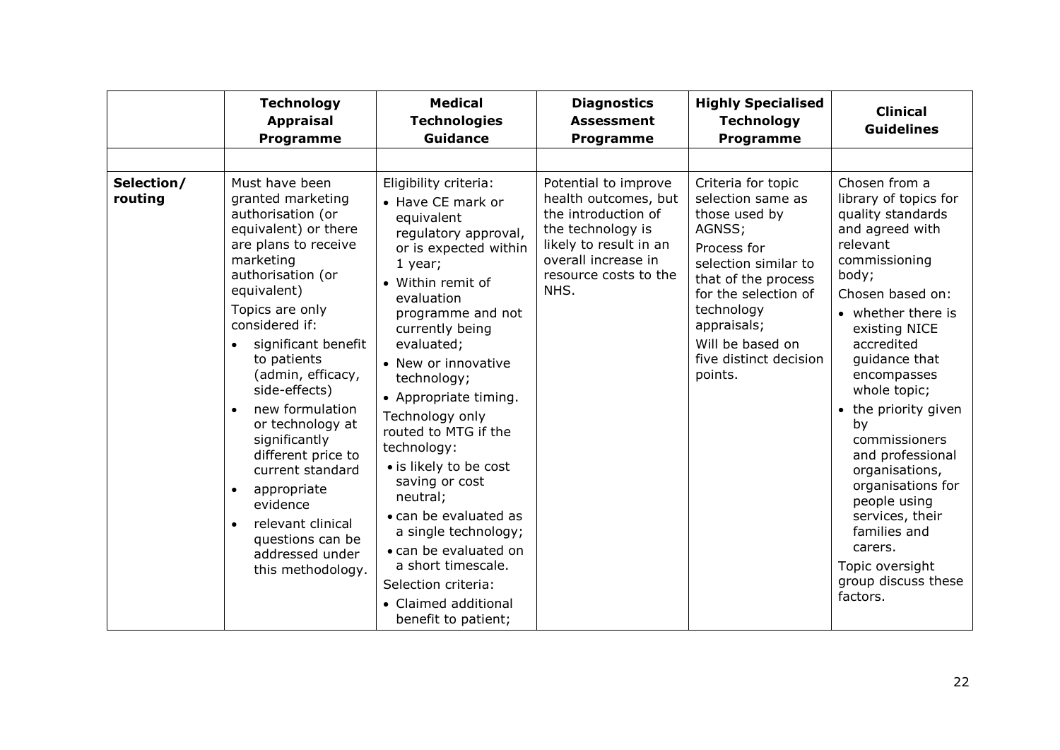| | Technology Appraisal Programme | Medical Technologies Guidance | Diagnostics Assessment Programme | Highly Specialised Technology Programme | Clinical Guidelines |
|---|---|---|---|---|---|
| | | | | | |
| **Selection/ routing** | Must have been granted marketing authorisation (or equivalent) or there are plans to receive marketing authorisation (or equivalent)<br>Topics are only considered if:<br>• significant benefit to patients (admin, efficacy, side-effects)<br>• new formulation or technology at significantly different price to current standard<br>• appropriate evidence<br>• relevant clinical questions can be addressed under this methodology. | Eligibility criteria:<br>• Have CE mark or equivalent regulatory approval, or is expected within 1 year;<br>• Within remit of evaluation programme and not currently being evaluated;<br>• New or innovative technology;<br>• Appropriate timing.<br>Technology only routed to MTG if the technology:<br>• is likely to be cost saving or cost neutral;<br>• can be evaluated as a single technology;<br>• can be evaluated on a short timescale.<br>Selection criteria:<br>• Claimed additional benefit to patient; | Potential to improve health outcomes, but the introduction of the technology is likely to result in an overall increase in resource costs to the NHS. | Criteria for topic selection same as those used by AGNSS;<br>Process for selection similar to that of the process for the selection of technology appraisals;<br>Will be based on five distinct decision points. | Chosen from a library of topics for quality standards and agreed with relevant commissioning body;<br>Chosen based on:<br>• whether there is existing NICE accredited guidance that encompasses whole topic;<br>• the priority given by commissioners and professional organisations, organisations for people using services, their families and carers.<br>Topic oversight group discuss these factors. |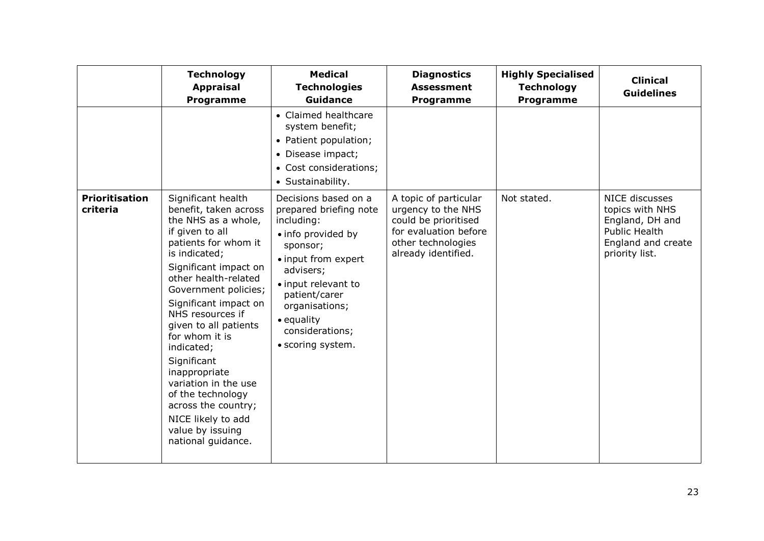| | Technology Appraisal Programme | Medical Technologies Guidance | Diagnostics Assessment Programme | Highly Specialised Technology Programme | Clinical Guidelines |
|---|---|---|---|---|---|
| | | • Claimed healthcare system benefit;<br>• Patient population;<br>• Disease impact;<br>• Cost considerations;<br>• Sustainability. | | | |
| **Prioritisation criteria** | Significant health benefit, taken across the NHS as a whole, if given to all patients for whom it is indicated;<br>Significant impact on other health-related Government policies;<br>Significant impact on NHS resources if given to all patients for whom it is indicated;<br>Significant inappropriate variation in the use of the technology across the country;<br>NICE likely to add value by issuing national guidance. | Decisions based on a prepared briefing note including:<br>• info provided by sponsor;<br>• input from expert advisers;<br>• input relevant to patient/carer organisations;<br>• equality considerations;<br>• scoring system. | A topic of particular urgency to the NHS could be prioritised for evaluation before other technologies already identified. | Not stated. | NICE discusses topics with NHS England, DH and Public Health England and create priority list. |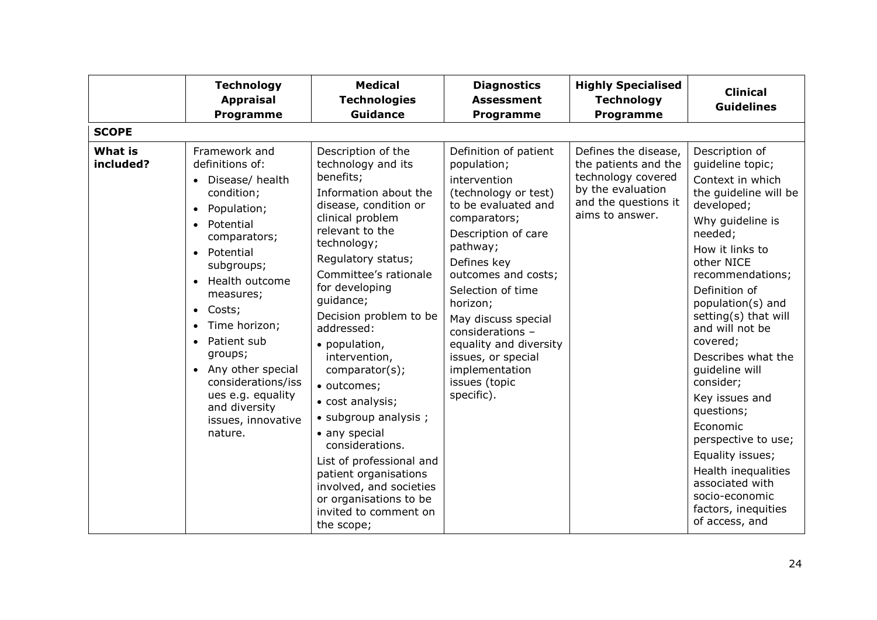| | Technology Appraisal Programme | Medical Technologies Guidance | Diagnostics Assessment Programme | Highly Specialised Technology Programme | Clinical Guidelines |
|---|---|---|---|---|---|
| **SCOPE** | | | | | |
| **What is included?** | Framework and definitions of:<br>• Disease/ health condition;<br>• Population;<br>• Potential comparators;<br>• Potential subgroups;<br>• Health outcome measures;<br>• Costs;<br>• Time horizon;<br>• Patient sub groups;<br>• Any other special considerations/issues e.g. equality and diversity issues, innovative nature. | Description of the technology and its benefits;<br>Information about the disease, condition or clinical problem relevant to the technology;<br>Regulatory status;<br>Committee's rationale for developing guidance;<br>Decision problem to be addressed:<br>• population, intervention, comparator(s);<br>• outcomes;<br>• cost analysis;<br>• subgroup analysis ;<br>• any special considerations.<br>List of professional and patient organisations involved, and societies or organisations to be invited to comment on the scope; | Definition of patient population;<br>intervention (technology or test) to be evaluated and comparators;<br>Description of care pathway;<br>Defines key outcomes and costs;<br>Selection of time horizon;<br>May discuss special considerations – equality and diversity issues, or special implementation issues (topic specific). | Defines the disease, the patients and the technology covered by the evaluation and the questions it aims to answer. | Description of guideline topic;<br>Context in which the guideline will be developed;<br>Why guideline is needed;<br>How it links to other NICE recommendations;<br>Definition of population(s) and setting(s) that will and will not be covered;<br>Describes what the guideline will consider;<br>Key issues and questions;<br>Economic perspective to use;<br>Equality issues;<br>Health inequalities associated with socio-economic factors, inequities of access, and |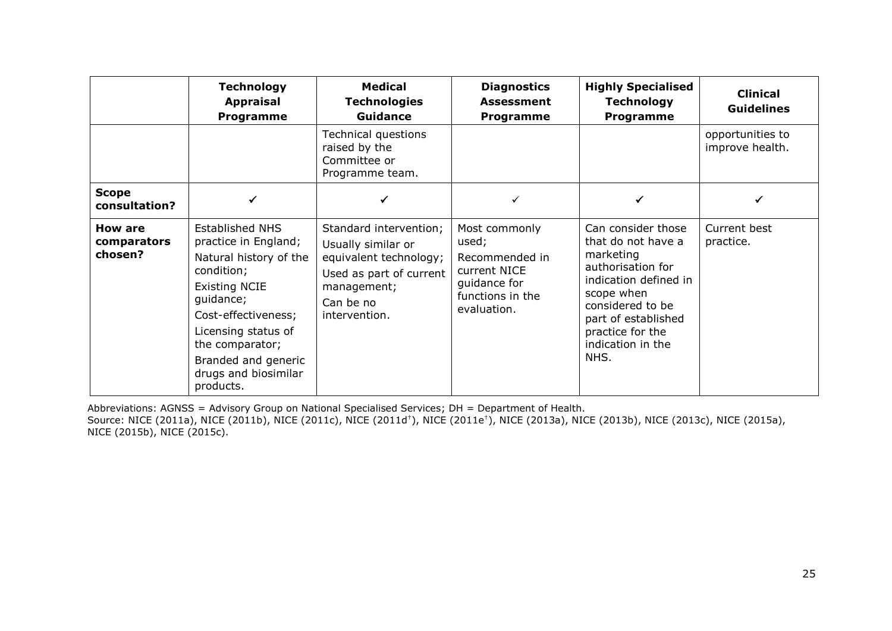| | Technology Appraisal Programme | Medical Technologies Guidance | Diagnostics Assessment Programme | Highly Specialised Technology Programme | Clinical Guidelines |
|---|---|---|---|---|---|
| | | Technical questions raised by the Committee or Programme team. | | | opportunities to improve health. |
| **Scope consultation?** | ✓ | ✓ | ✓ | ✓ | ✓ |
| **How are comparators chosen?** | Established NHS practice in England; Natural history of the condition; Existing NCIE guidance; Cost-effectiveness; Licensing status of the comparator; Branded and generic drugs and biosimilar products. | Standard intervention; Usually similar or equivalent technology; Used as part of current management; Can be no intervention. | Most commonly used; Recommended in current NICE guidance for functions in the evaluation. | Can consider those that do not have a marketing authorisation for indication defined in scope when considered to be part of established practice for the indication in the NHS. | Current best practice. |

Abbreviations: AGNSS = Advisory Group on National Specialised Services; DH = Department of Health.
Source: NICE (2011a), NICE (2011b), NICE (2011c), NICE (2011d[†]), NICE (2011e[†]), NICE (2013a), NICE (2013b), NICE (2013c), NICE (2015a), NICE (2015b), NICE (2015c).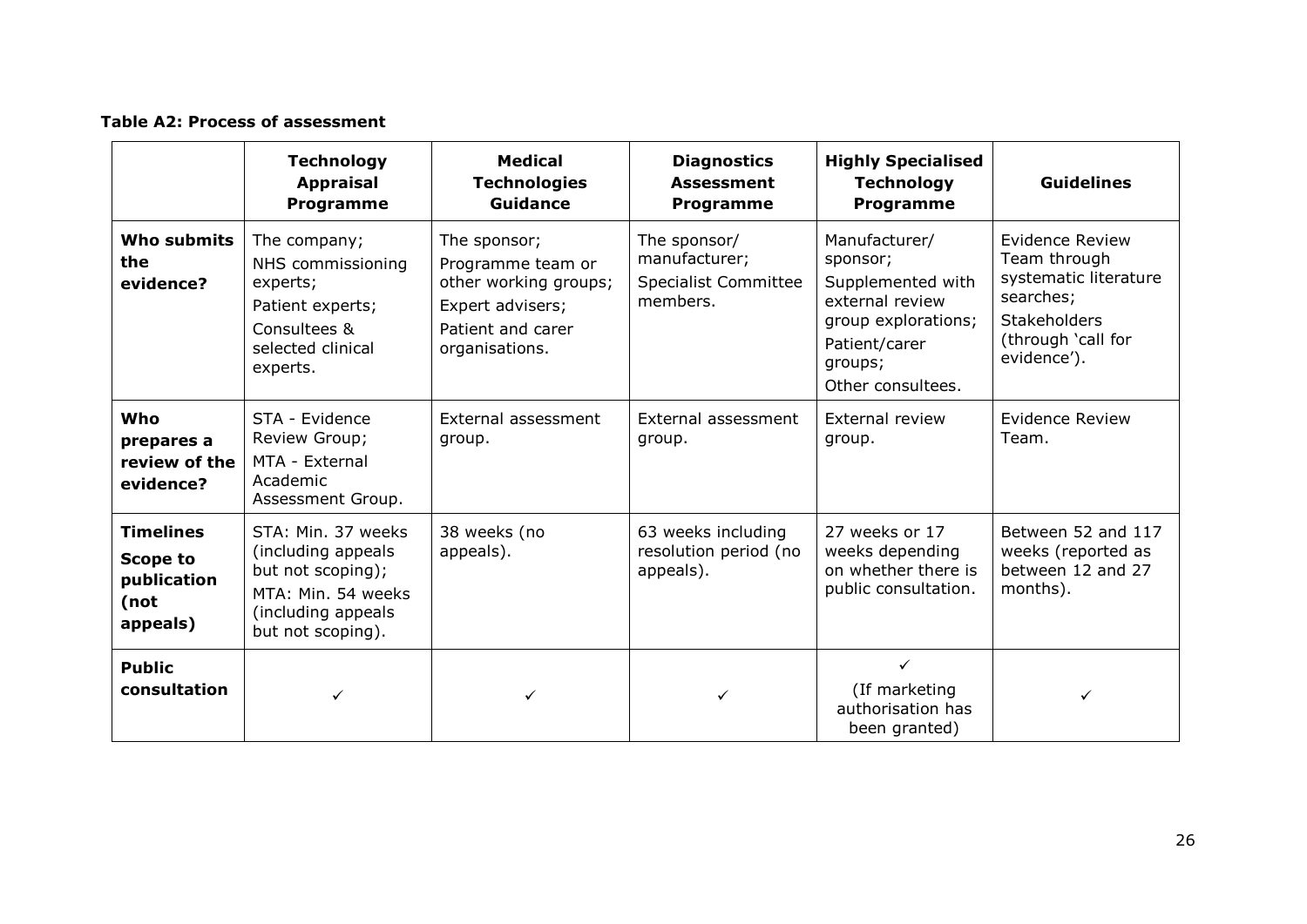**Table A2: Process of assessment**

| | Technology Appraisal Programme | Medical Technologies Guidance | Diagnostics Assessment Programme | Highly Specialised Technology Programme | Guidelines |
|---|---|---|---|---|---|
| **Who submits the evidence?** | The company; NHS commissioning experts; Patient experts; Consultees & selected clinical experts. | The sponsor; Programme team or other working groups; Expert advisers; Patient and carer organisations. | The sponsor/ manufacturer; Specialist Committee members. | Manufacturer/ sponsor; Supplemented with external review group explorations; Patient/carer groups; Other consultees. | Evidence Review Team through systematic literature searches; Stakeholders (through 'call for evidence'). |
| **Who prepares a review of the evidence?** | STA - Evidence Review Group; MTA - External Academic Assessment Group. | External assessment group. | External assessment group. | External review group. | Evidence Review Team. |
| **Timelines Scope to publication (not appeals)** | STA: Min. 37 weeks (including appeals but not scoping); MTA: Min. 54 weeks (including appeals but not scoping). | 38 weeks (no appeals). | 63 weeks including resolution period (no appeals). | 27 weeks or 17 weeks depending on whether there is public consultation. | Between 52 and 117 weeks (reported as between 12 and 27 months). |
| **Public consultation** | ✓ | ✓ | ✓ | ✓ (If marketing authorisation has been granted) | ✓ |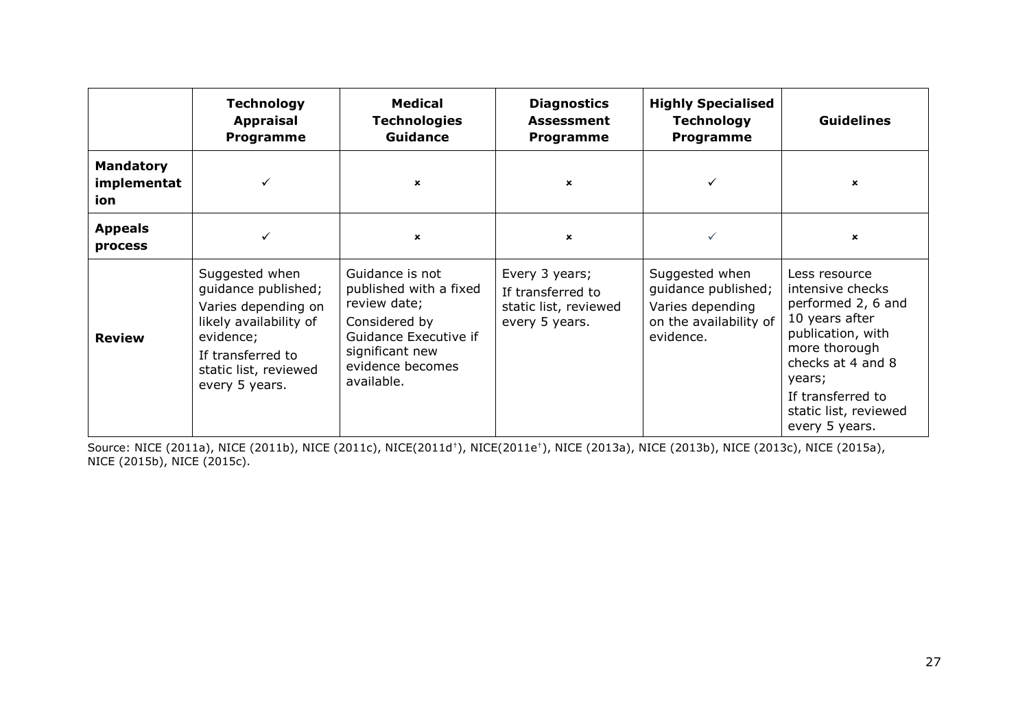| | **Technology Appraisal Programme** | **Medical Technologies Guidance** | **Diagnostics Assessment Programme** | **Highly Specialised Technology Programme** | **Guidelines** |
|---|---|---|---|---|---|
| **Mandatory implementation** | ✓ | × | × | ✓ | × |
| **Appeals process** | ✓ | × | × | ✓ | × |
| **Review** | Suggested when guidance published; Varies depending on likely availability of evidence; If transferred to static list, reviewed every 5 years. | Guidance is not published with a fixed review date; Considered by Guidance Executive if significant new evidence becomes available. | Every 3 years; If transferred to static list, reviewed every 5 years. | Suggested when guidance published; Varies depending on the availability of evidence. | Less resource intensive checks performed 2, 6 and 10 years after publication, with more thorough checks at 4 and 8 years; If transferred to static list, reviewed every 5 years. |

Source: NICE (2011a), NICE (2011b), NICE (2011c), NICE(2011d†), NICE(2011e†), NICE (2013a), NICE (2013b), NICE (2013c), NICE (2015a), NICE (2015b), NICE (2015c).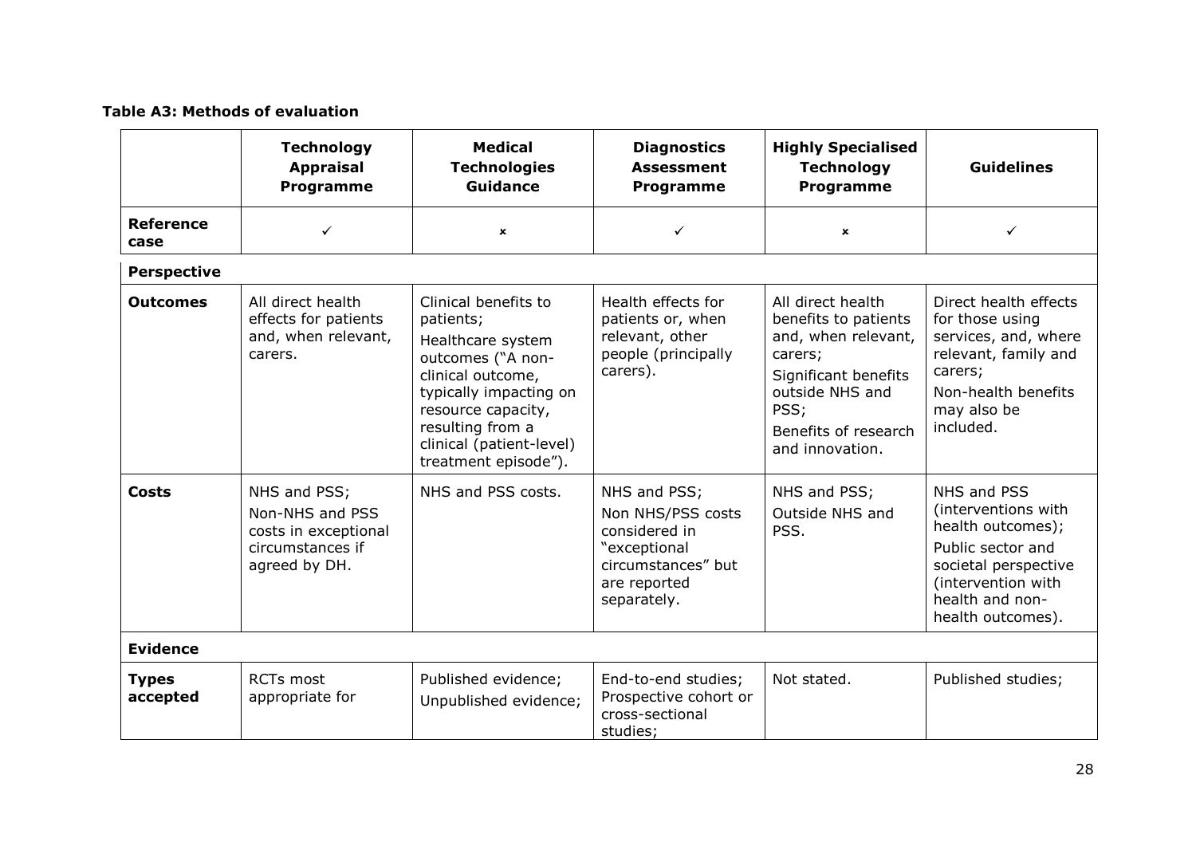**Table A3: Methods of evaluation**

| | Technology Appraisal Programme | Medical Technologies Guidance | Diagnostics Assessment Programme | Highly Specialised Technology Programme | Guidelines |
|---|---|---|---|---|---|
| **Reference case** | ✓ | × | ✓ | × | ✓ |
| **Perspective** | | | | | |
| **Outcomes** | All direct health effects for patients and, when relevant, carers. | Clinical benefits to patients; Healthcare system outcomes ("A non-clinical outcome, typically impacting on resource capacity, resulting from a clinical (patient-level) treatment episode"). | Health effects for patients or, when relevant, other people (principally carers). | All direct health benefits to patients and, when relevant, carers; Significant benefits outside NHS and PSS; Benefits of research and innovation. | Direct health effects for those using services, and, where relevant, family and carers; Non-health benefits may also be included. |
| **Costs** | NHS and PSS; Non-NHS and PSS costs in exceptional circumstances if agreed by DH. | NHS and PSS costs. | NHS and PSS; Non NHS/PSS costs considered in "exceptional circumstances" but are reported separately. | NHS and PSS; Outside NHS and PSS. | NHS and PSS (interventions with health outcomes); Public sector and societal perspective (intervention with health and non-health outcomes). |
| **Evidence** | | | | | |
| **Types accepted** | RCTs most appropriate for | Published evidence; Unpublished evidence; | End-to-end studies; Prospective cohort or cross-sectional studies; | Not stated. | Published studies; |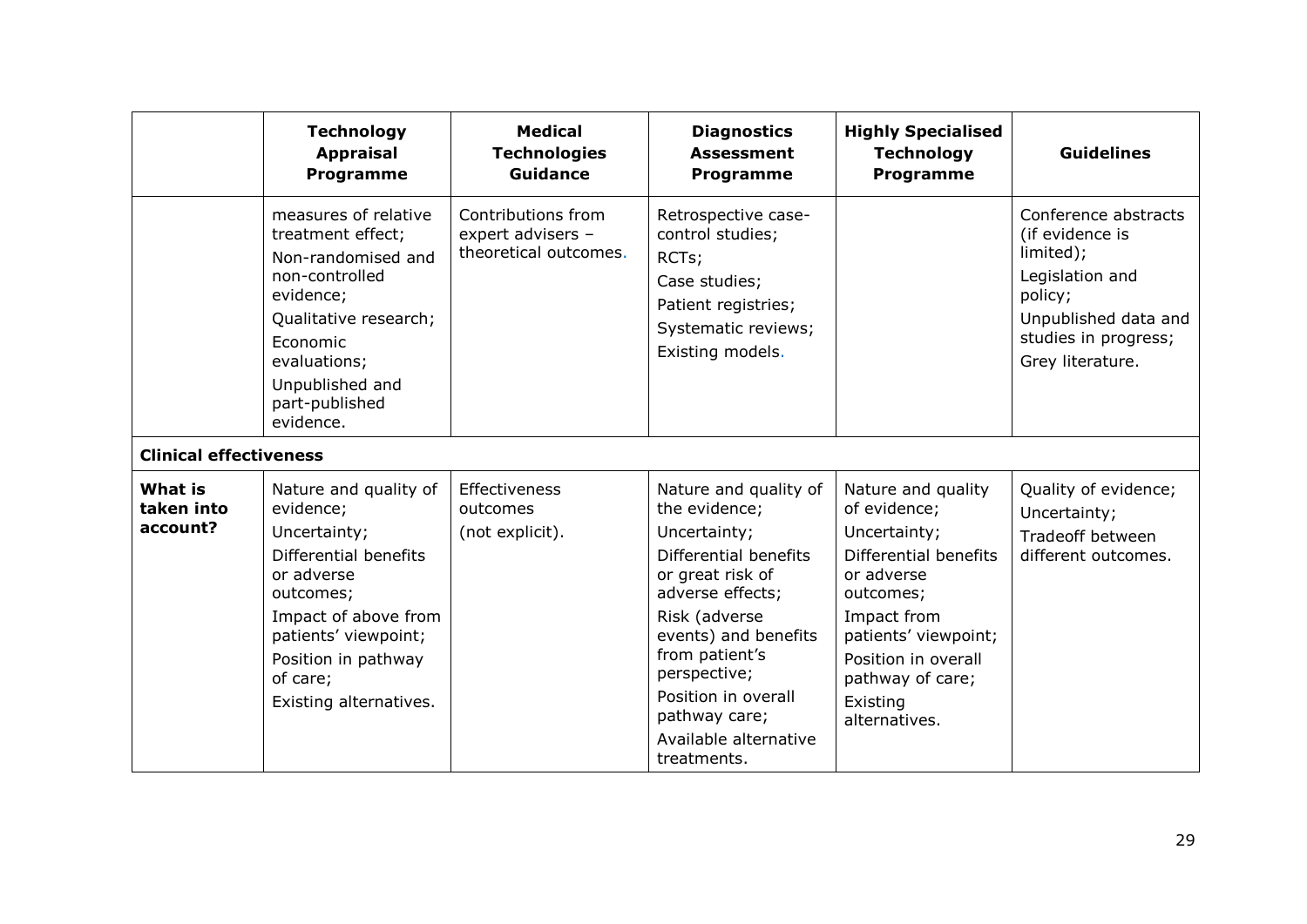| | Technology Appraisal Programme | Medical Technologies Guidance | Diagnostics Assessment Programme | Highly Specialised Technology Programme | Guidelines |
|---|---|---|---|---|---|
| | measures of relative treatment effect; Non-randomised and non-controlled evidence; Qualitative research; Economic evaluations; Unpublished and part-published evidence. | Contributions from expert advisers – theoretical outcomes. | Retrospective case-control studies; RCTs; Case studies; Patient registries; Systematic reviews; Existing models. | | Conference abstracts (if evidence is limited); Legislation and policy; Unpublished data and studies in progress; Grey literature. |
| **Clinical effectiveness** | | | | | |
| **What is taken into account?** | Nature and quality of evidence; Uncertainty; Differential benefits or adverse outcomes; Impact of above from patients' viewpoint; Position in pathway of care; Existing alternatives. | Effectiveness outcomes (not explicit). | Nature and quality of the evidence; Uncertainty; Differential benefits or great risk of adverse effects; Risk (adverse events) and benefits from patient's perspective; Position in overall pathway care; Available alternative treatments. | Nature and quality of evidence; Uncertainty; Differential benefits or adverse outcomes; Impact from patients' viewpoint; Position in overall pathway of care; Existing alternatives. | Quality of evidence; Uncertainty; Tradeoff between different outcomes. |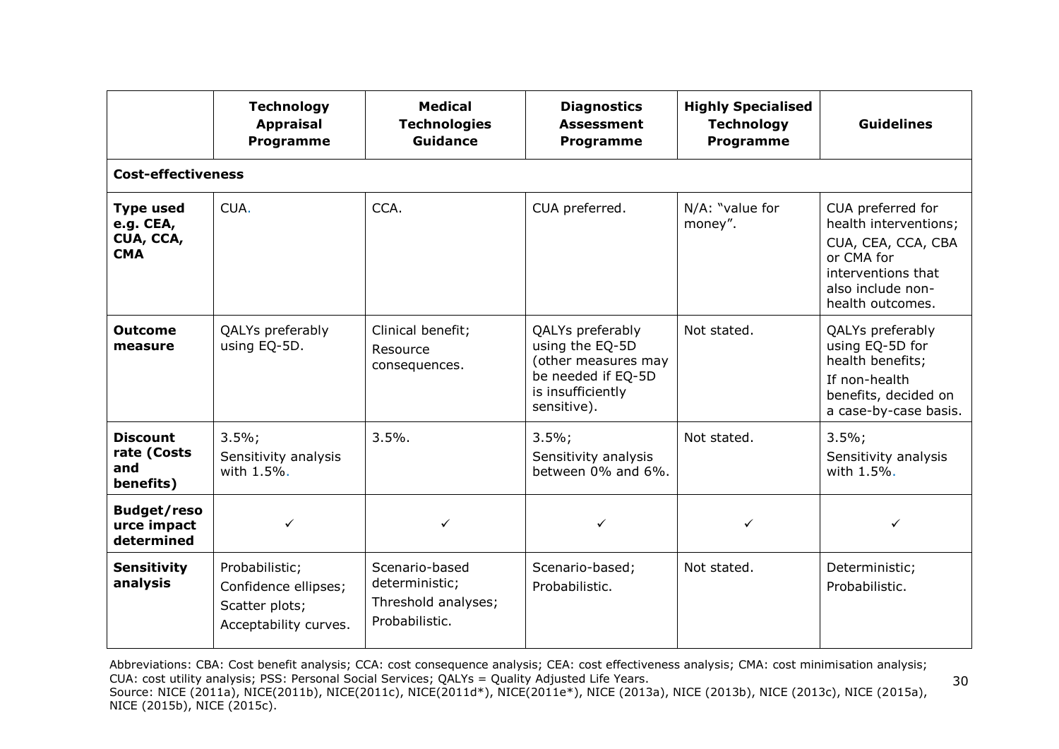| | **Technology Appraisal Programme** | **Medical Technologies Guidance** | **Diagnostics Assessment Programme** | **Highly Specialised Technology Programme** | **Guidelines** |
|---|---|---|---|---|---|
| **Cost-effectiveness** | | | | | |
| **Type used e.g. CEA, CUA, CCA, CMA** | CUA. | CCA. | CUA preferred. | N/A: "value for money". | CUA preferred for health interventions; CUA, CEA, CCA, CBA or CMA for interventions that also include non-health outcomes. |
| **Outcome measure** | QALYs preferably using EQ-5D. | Clinical benefit; Resource consequences. | QALYs preferably using the EQ-5D (other measures may be needed if EQ-5D is insufficiently sensitive). | Not stated. | QALYs preferably using EQ-5D for health benefits; If non-health benefits, decided on a case-by-case basis. |
| **Discount rate (Costs and benefits)** | 3.5%; Sensitivity analysis with 1.5%. | 3.5%. | 3.5%; Sensitivity analysis between 0% and 6%. | Not stated. | 3.5%; Sensitivity analysis with 1.5%. |
| **Budget/resource impact determined** | ✓ | ✓ | ✓ | ✓ | ✓ |
| **Sensitivity analysis** | Probabilistic; Confidence ellipses; Scatter plots; Acceptability curves. | Scenario-based deterministic; Threshold analyses; Probabilistic. | Scenario-based; Probabilistic. | Not stated. | Deterministic; Probabilistic. |

Abbreviations: CBA: Cost benefit analysis; CCA: cost consequence analysis; CEA: cost effectiveness analysis; CMA: cost minimisation analysis; CUA: cost utility analysis; PSS: Personal Social Services; QALYs = Quality Adjusted Life Years.
Source: NICE (2011a), NICE(2011b), NICE(2011c), NICE(2011d*), NICE(2011e*), NICE (2013a), NICE (2013b), NICE (2013c), NICE (2015a), NICE (2015b), NICE (2015c).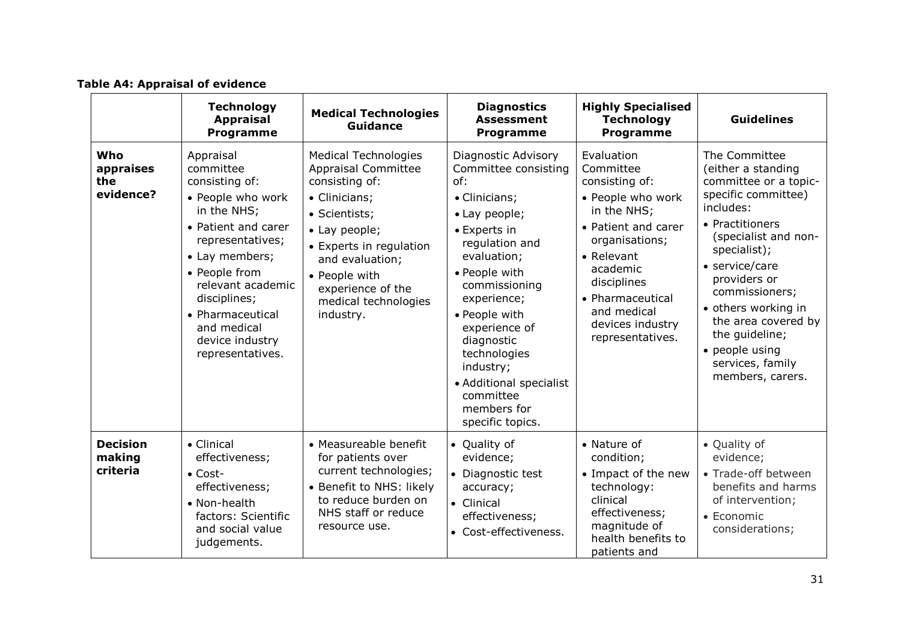**Table A4: Appraisal of evidence**

| | **Technology Appraisal Programme** | **Medical Technologies Guidance** | **Diagnostics Assessment Programme** | **Highly Specialised Technology Programme** | **Guidelines** |
|---|---|---|---|---|---|
| **Who appraises the evidence?** | Appraisal committee consisting of: <br>• People who work in the NHS; <br>• Patient and carer representatives; <br>• Lay members; <br>• People from relevant academic disciplines; <br>• Pharmaceutical and medical device industry representatives. | Medical Technologies Appraisal Committee consisting of: <br>• Clinicians; <br>• Scientists; <br>• Lay people; <br>• Experts in regulation and evaluation; <br>• People with experience of the medical technologies industry. | Diagnostic Advisory Committee consisting of: <br>• Clinicians; <br>• Lay people; <br>• Experts in regulation and evaluation; <br>• People with commissioning experience; <br>• People with experience of diagnostic technologies industry; <br>• Additional specialist committee members for specific topics. | Evaluation Committee consisting of: <br>• People who work in the NHS; <br>• Patient and carer organisations; <br>• Relevant academic disciplines <br>• Pharmaceutical and medical devices industry representatives. | The Committee (either a standing committee or a topic-specific committee) includes: <br>• Practitioners (specialist and non-specialist); <br>• service/care providers or commissioners; <br>• others working in the area covered by the guideline; <br>• people using services, family members, carers. |
| **Decision making criteria** | • Clinical effectiveness; <br>• Cost-effectiveness; <br>• Non-health factors: Scientific and social value judgements. | • Measureable benefit for patients over current technologies; <br>• Benefit to NHS: likely to reduce burden on NHS staff or reduce resource use. | • Quality of evidence; <br>• Diagnostic test accuracy; <br>• Clinical effectiveness; <br>• Cost-effectiveness. | • Nature of condition; <br>• Impact of the new technology: clinical effectiveness; magnitude of health benefits to patients and | • Quality of evidence; <br>• Trade-off between benefits and harms of intervention; <br>• Economic considerations; |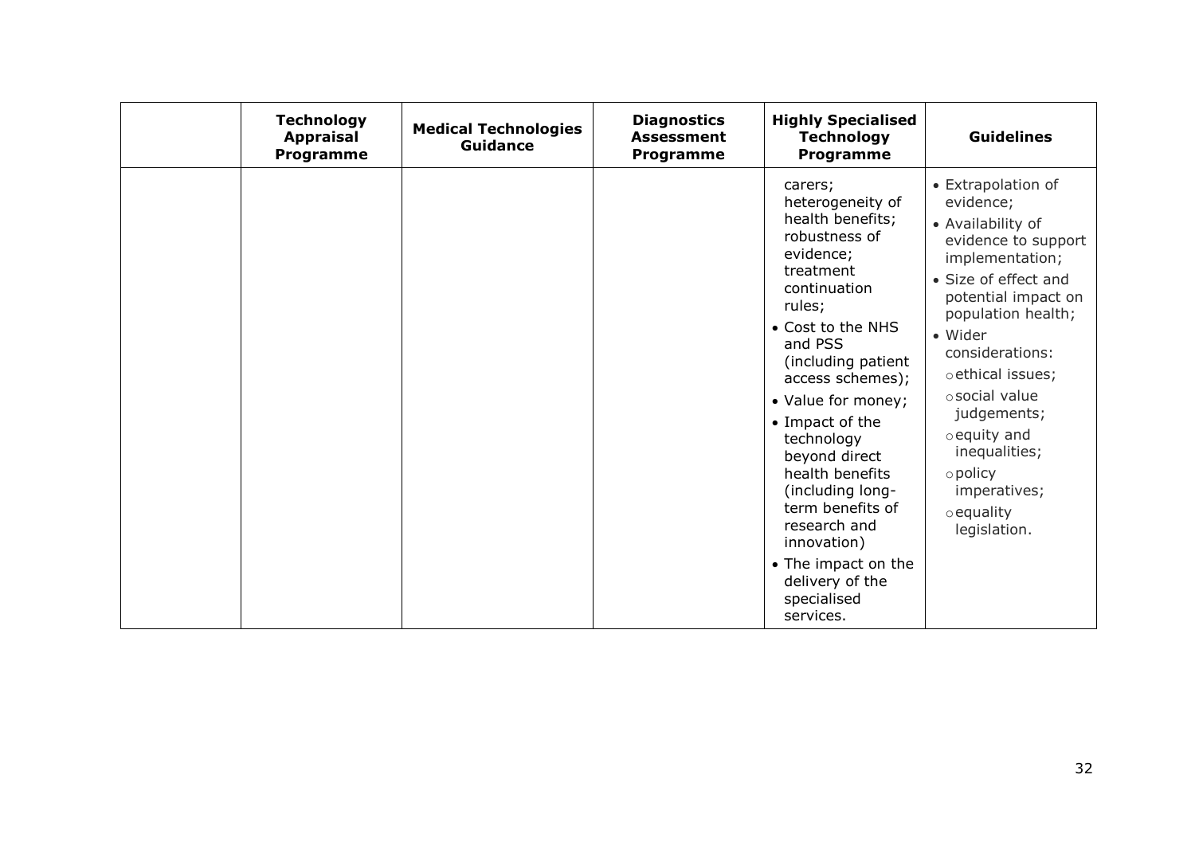| | Technology Appraisal Programme | Medical Technologies Guidance | Diagnostics Assessment Programme | Highly Specialised Technology Programme | Guidelines |
|---|---|---|---|---|---|
| | | | | carers; heterogeneity of health benefits; robustness of evidence; treatment continuation rules;<br>• Cost to the NHS and PSS (including patient access schemes);<br>• Value for money;<br>• Impact of the technology beyond direct health benefits (including long-term benefits of research and innovation)<br>• The impact on the delivery of the specialised services. | • Extrapolation of evidence;<br>• Availability of evidence to support implementation;<br>• Size of effect and potential impact on population health;<br>• Wider considerations:<br>○ ethical issues;<br>○ social value judgements;<br>○ equity and inequalities;<br>○ policy imperatives;<br>○ equality legislation. |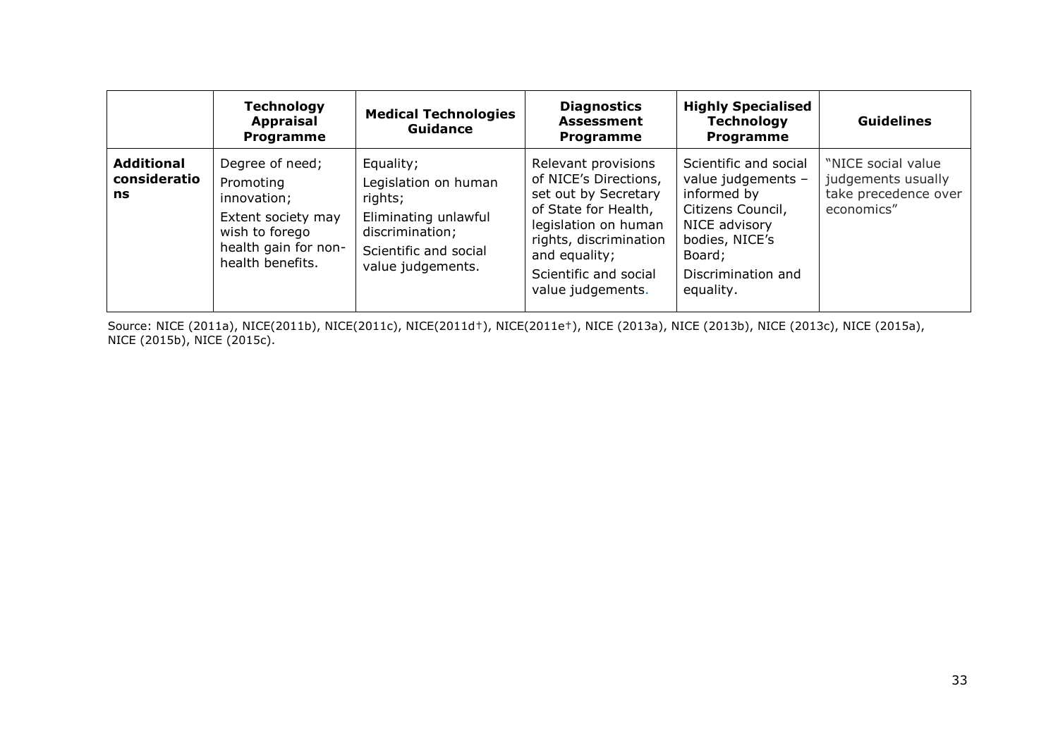| | Technology Appraisal Programme | Medical Technologies Guidance | Diagnostics Assessment Programme | Highly Specialised Technology Programme | Guidelines |
|---|---|---|---|---|---|
| **Additional considerations** | Degree of need; Promoting innovation; Extent society may wish to forego health gain for non-health benefits. | Equality; Legislation on human rights; Eliminating unlawful discrimination; Scientific and social value judgements. | Relevant provisions of NICE's Directions, set out by Secretary of State for Health, legislation on human rights, discrimination and equality; Scientific and social value judgements. | Scientific and social value judgements – informed by Citizens Council, NICE advisory bodies, NICE's Board; Discrimination and equality. | "NICE social value judgements usually take precedence over economics" |

Source: NICE (2011a), NICE(2011b), NICE(2011c), NICE(2011d†), NICE(2011e†), NICE (2013a), NICE (2013b), NICE (2013c), NICE (2015a), NICE (2015b), NICE (2015c).